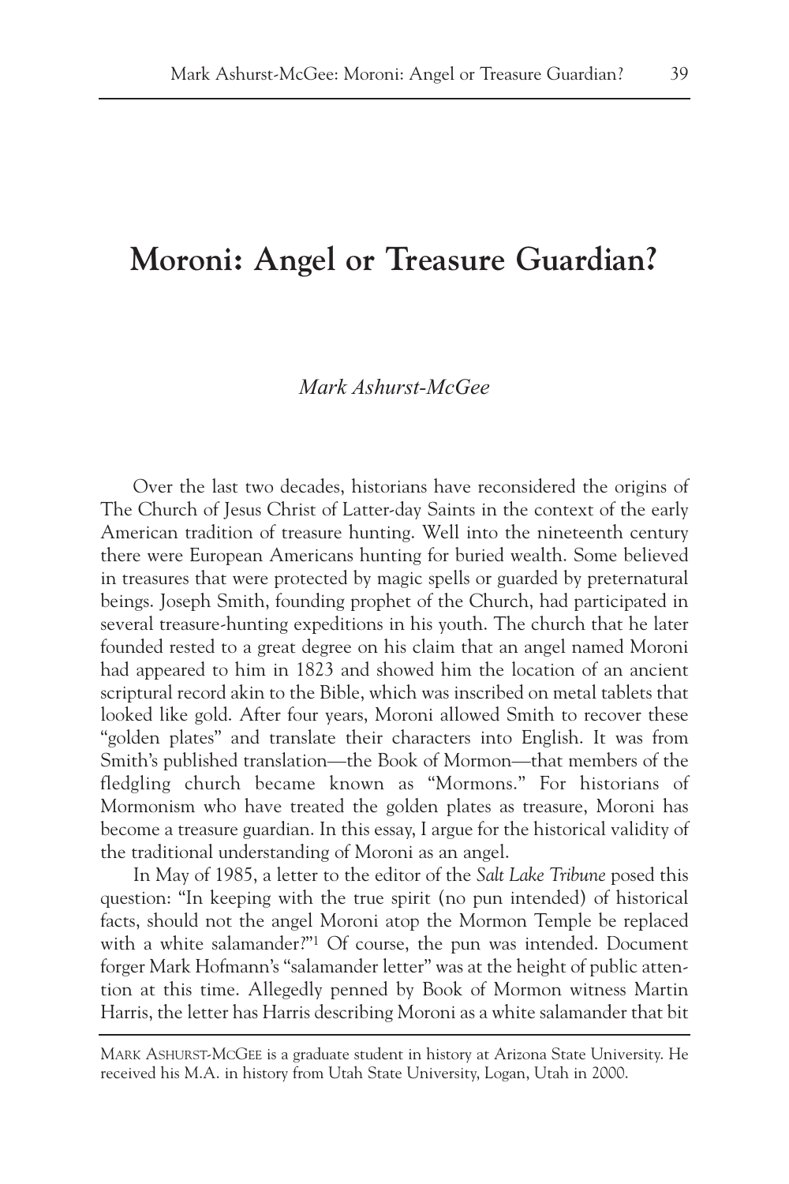# Moroni: Angel or Treasure Guardian?

*Mark Ashurst-McGee*

Over the last two decades, historians have reconsidered the origins of The Church of Jesus Christ of Latter-day Saints in the context of the early American tradition of treasure hunting. Well into the nineteenth century there were European Americans hunting for buried wealth. Some believed in treasures that were protected by magic spells or guarded by preternatural beings. Joseph Smith, founding prophet of the Church, had participated in several treasure-hunting expeditions in his youth. The church that he later founded rested to a great degree on his claim that an angel named Moroni had appeared to him in 1823 and showed him the location of an ancient scriptural record akin to the Bible, which was inscribed on metal tablets that looked like gold. After four years, Moroni allowed Smith to recover these "golden plates" and translate their characters into English. It was from Smith's published translation—the Book of Mormon—that members of the fledgling church became known as "Mormons." For historians of Mormonism who have treated the golden plates as treasure, Moroni has become a treasure guardian. In this essay, I argue for the historical validity of the traditional understanding of Moroni as an angel.

In May of 1985, a letter to the editor of the *Salt Lake Tribune* posed this question: "In keeping with the true spirit (no pun intended) of historical facts, should not the angel Moroni atop the Mormon Temple be replaced with a white salamander?"[1] Of course, the pun was intended. Document forger Mark Hofmann's "salamander letter" was at the height of public attention at this time. Allegedly penned by Book of Mormon witness Martin Harris, the letter has Harris describing Moroni as a white salamander that bit

MARK ASHURST-MCGEE is a graduate student in history at Arizona State University. He received his M.A. in history from Utah State University, Logan, Utah in 2000.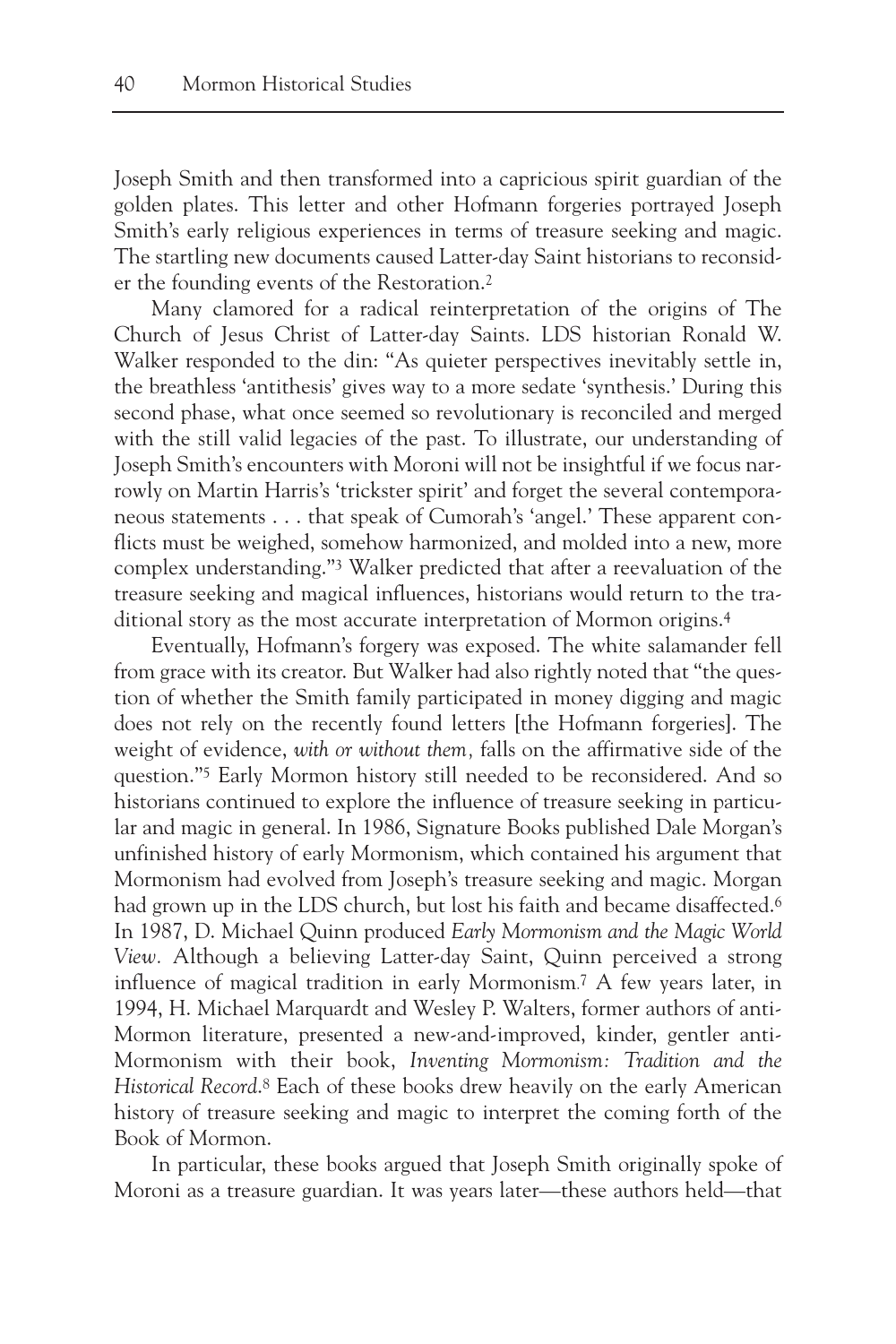Joseph Smith and then transformed into a capricious spirit guardian of the golden plates. This letter and other Hofmann forgeries portrayed Joseph Smith's early religious experiences in terms of treasure seeking and magic. The startling new documents caused Latter-day Saint historians to reconsider the founding events of the Restoration.[2]

Many clamored for a radical reinterpretation of the origins of The Church of Jesus Christ of Latter-day Saints. LDS historian Ronald W. Walker responded to the din: "As quieter perspectives inevitably settle in, the breathless 'antithesis' gives way to a more sedate 'synthesis.' During this second phase, what once seemed so revolutionary is reconciled and merged with the still valid legacies of the past. To illustrate, our understanding of Joseph Smith's encounters with Moroni will not be insightful if we focus narrowly on Martin Harris's 'trickster spirit' and forget the several contemporaneous statements . . . that speak of Cumorah's 'angel.' These apparent conflicts must be weighed, somehow harmonized, and molded into a new, more complex understanding."[3] Walker predicted that after a reevaluation of the treasure seeking and magical influences, historians would return to the traditional story as the most accurate interpretation of Mormon origins.[4]

Eventually, Hofmann's forgery was exposed. The white salamander fell from grace with its creator. But Walker had also rightly noted that "the question of whether the Smith family participated in money digging and magic does not rely on the recently found letters [the Hofmann forgeries]. The weight of evidence, *with or without them,* falls on the affirmative side of the question."[5] Early Mormon history still needed to be reconsidered. And so historians continued to explore the influence of treasure seeking in particular and magic in general. In 1986, Signature Books published Dale Morgan's unfinished history of early Mormonism, which contained his argument that Mormonism had evolved from Joseph's treasure seeking and magic. Morgan had grown up in the LDS church, but lost his faith and became disaffected.[6] In 1987, D. Michael Quinn produced *Early Mormonism and the Magic World View.* Although a believing Latter-day Saint, Quinn perceived a strong influence of magical tradition in early Mormonism.[7] A few years later, in 1994, H. Michael Marquardt and Wesley P. Walters, former authors of anti-Mormon literature, presented a new-and-improved, kinder, gentler anti-Mormonism with their book, *Inventing Mormonism: Tradition and the Historical Record*.[8] Each of these books drew heavily on the early American history of treasure seeking and magic to interpret the coming forth of the Book of Mormon.

In particular, these books argued that Joseph Smith originally spoke of Moroni as a treasure guardian. It was years later—these authors held—that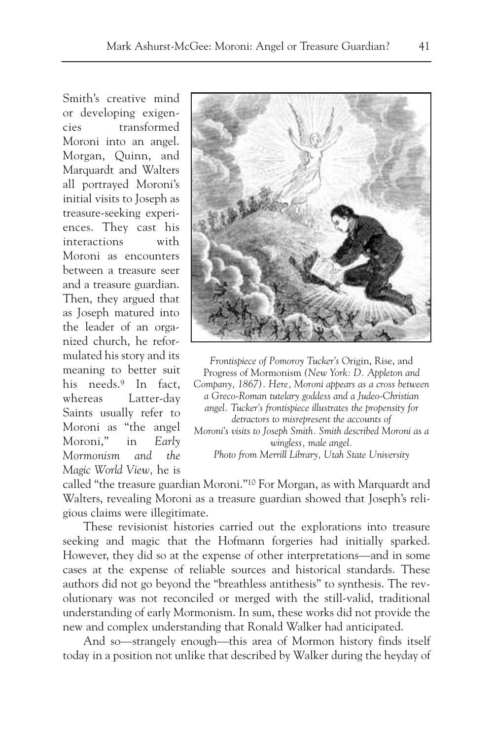Smith's creative mind or developing exigencies transformed Moroni into an angel. Morgan, Quinn, and Marquardt and Walters all portrayed Moroni's initial visits to Joseph as treasure-seeking experiences. They cast his interactions with Moroni as encounters between a treasure seer and a treasure guardian. Then, they argued that as Joseph matured into the leader of an organized church, he reformulated his story and its meaning to better suit his needs.[9] In fact, whereas Latter-day Saints usually refer to Moroni as "the angel Moroni," in *Early Mormonism and the Magic World View,* he is called "the treasure guardian Moroni."[10] For Morgan, as with Marquardt and Walters, revealing Moroni as a treasure guardian showed that Joseph's religious claims were illegitimate.

*Frontispiece of Pomoroy Tucker's* Origin, Rise, and Progress of Mormonism *(New York: D. Appleton and Company, 1867). Here, Moroni appears as a cross between a Greco-Roman tutelary goddess and a Judeo-Christian angel. Tucker's frontispiece illustrates the propensity for detractors to misrepresent the accounts of Moroni's visits to Joseph Smith. Smith described Moroni as a wingless, male angel. Photo from Merrill Library, Utah State University*

These revisionist histories carried out the explorations into treasure seeking and magic that the Hofmann forgeries had initially sparked. However, they did so at the expense of other interpretations—and in some cases at the expense of reliable sources and historical standards. These authors did not go beyond the "breathless antithesis" to synthesis. The revolutionary was not reconciled or merged with the still-valid, traditional understanding of early Mormonism. In sum, these works did not provide the new and complex understanding that Ronald Walker had anticipated.

And so—strangely enough—this area of Mormon history finds itself today in a position not unlike that described by Walker during the heyday of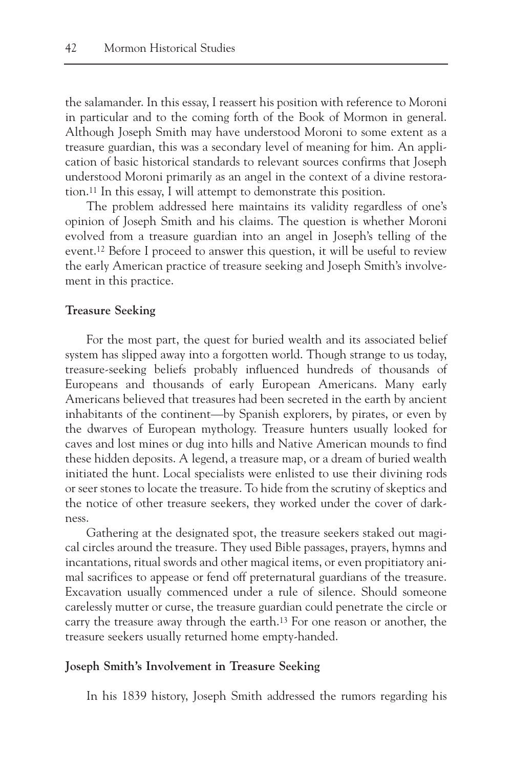the salamander. In this essay, I reassert his position with reference to Moroni in particular and to the coming forth of the Book of Mormon in general. Although Joseph Smith may have understood Moroni to some extent as a treasure guardian, this was a secondary level of meaning for him. An application of basic historical standards to relevant sources confirms that Joseph understood Moroni primarily as an angel in the context of a divine restoration.[11] In this essay, I will attempt to demonstrate this position.

The problem addressed here maintains its validity regardless of one's opinion of Joseph Smith and his claims. The question is whether Moroni evolved from a treasure guardian into an angel in Joseph's telling of the event.[12] Before I proceed to answer this question, it will be useful to review the early American practice of treasure seeking and Joseph Smith's involvement in this practice.

**Treasure Seeking**

For the most part, the quest for buried wealth and its associated belief system has slipped away into a forgotten world. Though strange to us today, treasure-seeking beliefs probably influenced hundreds of thousands of Europeans and thousands of early European Americans. Many early Americans believed that treasures had been secreted in the earth by ancient inhabitants of the continent—by Spanish explorers, by pirates, or even by the dwarves of European mythology. Treasure hunters usually looked for caves and lost mines or dug into hills and Native American mounds to find these hidden deposits. A legend, a treasure map, or a dream of buried wealth initiated the hunt. Local specialists were enlisted to use their divining rods or seer stones to locate the treasure. To hide from the scrutiny of skeptics and the notice of other treasure seekers, they worked under the cover of darkness.

Gathering at the designated spot, the treasure seekers staked out magical circles around the treasure. They used Bible passages, prayers, hymns and incantations, ritual swords and other magical items, or even propitiatory animal sacrifices to appease or fend off preternatural guardians of the treasure. Excavation usually commenced under a rule of silence. Should someone carelessly mutter or curse, the treasure guardian could penetrate the circle or carry the treasure away through the earth.[13] For one reason or another, the treasure seekers usually returned home empty-handed.

**Joseph Smith's Involvement in Treasure Seeking**

In his 1839 history, Joseph Smith addressed the rumors regarding his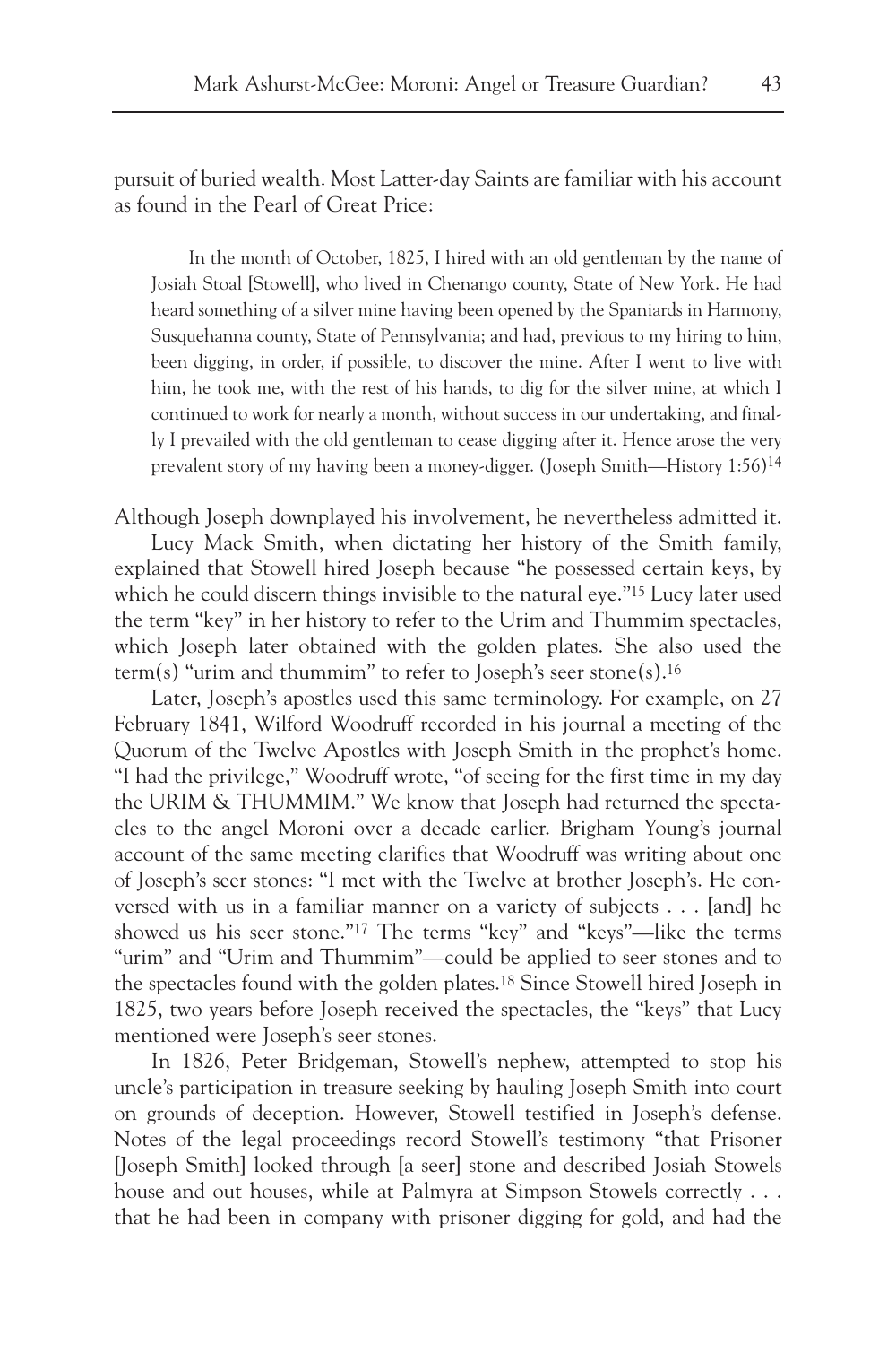pursuit of buried wealth. Most Latter-day Saints are familiar with his account as found in the Pearl of Great Price:

> In the month of October, 1825, I hired with an old gentleman by the name of Josiah Stoal [Stowell], who lived in Chenango county, State of New York. He had heard something of a silver mine having been opened by the Spaniards in Harmony, Susquehanna county, State of Pennsylvania; and had, previous to my hiring to him, been digging, in order, if possible, to discover the mine. After I went to live with him, he took me, with the rest of his hands, to dig for the silver mine, at which I continued to work for nearly a month, without success in our undertaking, and finally I prevailed with the old gentleman to cease digging after it. Hence arose the very prevalent story of my having been a money-digger. (Joseph Smith—History 1:56)[14]

Although Joseph downplayed his involvement, he nevertheless admitted it.

Lucy Mack Smith, when dictating her history of the Smith family, explained that Stowell hired Joseph because "he possessed certain keys, by which he could discern things invisible to the natural eye."[15] Lucy later used the term "key" in her history to refer to the Urim and Thummim spectacles, which Joseph later obtained with the golden plates. She also used the term(s) "urim and thummim" to refer to Joseph's seer stone(s).[16]

Later, Joseph's apostles used this same terminology. For example, on 27 February 1841, Wilford Woodruff recorded in his journal a meeting of the Quorum of the Twelve Apostles with Joseph Smith in the prophet's home. "I had the privilege," Woodruff wrote, "of seeing for the first time in my day the URIM & THUMMIM." We know that Joseph had returned the spectacles to the angel Moroni over a decade earlier. Brigham Young's journal account of the same meeting clarifies that Woodruff was writing about one of Joseph's seer stones: "I met with the Twelve at brother Joseph's. He conversed with us in a familiar manner on a variety of subjects . . . [and] he showed us his seer stone."[17] The terms "key" and "keys"—like the terms "urim" and "Urim and Thummim"—could be applied to seer stones and to the spectacles found with the golden plates.[18] Since Stowell hired Joseph in 1825, two years before Joseph received the spectacles, the "keys" that Lucy mentioned were Joseph's seer stones.

In 1826, Peter Bridgeman, Stowell's nephew, attempted to stop his uncle's participation in treasure seeking by hauling Joseph Smith into court on grounds of deception. However, Stowell testified in Joseph's defense. Notes of the legal proceedings record Stowell's testimony "that Prisoner [Joseph Smith] looked through [a seer] stone and described Josiah Stowels house and out houses, while at Palmyra at Simpson Stowels correctly . . . that he had been in company with prisoner digging for gold, and had the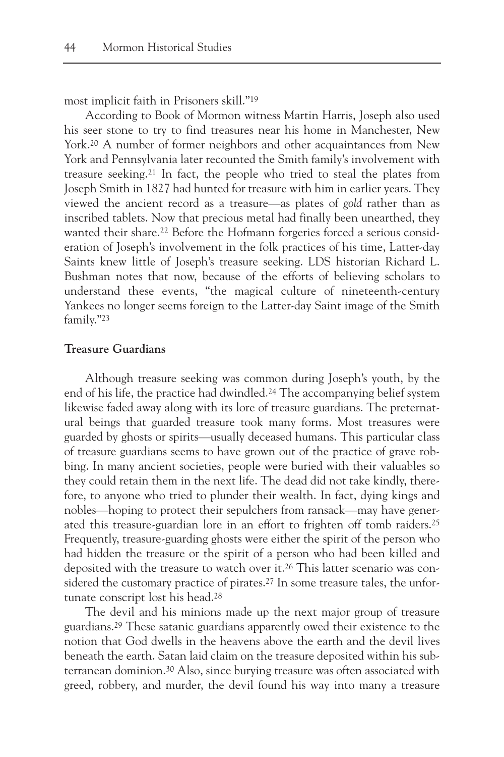most implicit faith in Prisoners skill."[19]

According to Book of Mormon witness Martin Harris, Joseph also used his seer stone to try to find treasures near his home in Manchester, New York.[20] A number of former neighbors and other acquaintances from New York and Pennsylvania later recounted the Smith family's involvement with treasure seeking.[21] In fact, the people who tried to steal the plates from Joseph Smith in 1827 had hunted for treasure with him in earlier years. They viewed the ancient record as a treasure—as plates of *gold* rather than as inscribed tablets. Now that precious metal had finally been unearthed, they wanted their share.[22] Before the Hofmann forgeries forced a serious consideration of Joseph's involvement in the folk practices of his time, Latter-day Saints knew little of Joseph's treasure seeking. LDS historian Richard L. Bushman notes that now, because of the efforts of believing scholars to understand these events, "the magical culture of nineteenth-century Yankees no longer seems foreign to the Latter-day Saint image of the Smith family."[23]

## Treasure Guardians

Although treasure seeking was common during Joseph's youth, by the end of his life, the practice had dwindled.[24] The accompanying belief system likewise faded away along with its lore of treasure guardians. The preternatural beings that guarded treasure took many forms. Most treasures were guarded by ghosts or spirits—usually deceased humans. This particular class of treasure guardians seems to have grown out of the practice of grave robbing. In many ancient societies, people were buried with their valuables so they could retain them in the next life. The dead did not take kindly, therefore, to anyone who tried to plunder their wealth. In fact, dying kings and nobles—hoping to protect their sepulchers from ransack—may have generated this treasure-guardian lore in an effort to frighten off tomb raiders.[25] Frequently, treasure-guarding ghosts were either the spirit of the person who had hidden the treasure or the spirit of a person who had been killed and deposited with the treasure to watch over it.[26] This latter scenario was considered the customary practice of pirates.[27] In some treasure tales, the unfortunate conscript lost his head.[28]

The devil and his minions made up the next major group of treasure guardians.[29] These satanic guardians apparently owed their existence to the notion that God dwells in the heavens above the earth and the devil lives beneath the earth. Satan laid claim on the treasure deposited within his subterranean dominion.[30] Also, since burying treasure was often associated with greed, robbery, and murder, the devil found his way into many a treasure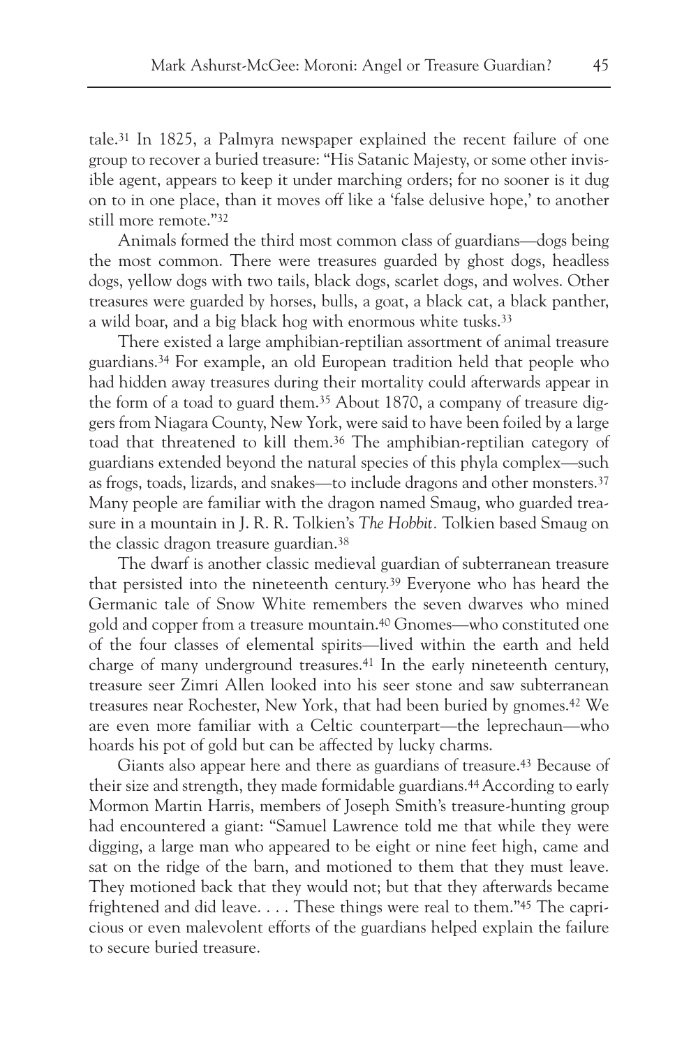tale.[31] In 1825, a Palmyra newspaper explained the recent failure of one group to recover a buried treasure: "His Satanic Majesty, or some other invisible agent, appears to keep it under marching orders; for no sooner is it dug on to in one place, than it moves off like a 'false delusive hope,' to another still more remote."[32]

Animals formed the third most common class of guardians—dogs being the most common. There were treasures guarded by ghost dogs, headless dogs, yellow dogs with two tails, black dogs, scarlet dogs, and wolves. Other treasures were guarded by horses, bulls, a goat, a black cat, a black panther, a wild boar, and a big black hog with enormous white tusks.[33]

There existed a large amphibian-reptilian assortment of animal treasure guardians.[34] For example, an old European tradition held that people who had hidden away treasures during their mortality could afterwards appear in the form of a toad to guard them.[35] About 1870, a company of treasure diggers from Niagara County, New York, were said to have been foiled by a large toad that threatened to kill them.[36] The amphibian-reptilian category of guardians extended beyond the natural species of this phyla complex—such as frogs, toads, lizards, and snakes—to include dragons and other monsters.[37] Many people are familiar with the dragon named Smaug, who guarded treasure in a mountain in J. R. R. Tolkien's *The Hobbit.* Tolkien based Smaug on the classic dragon treasure guardian.[38]

The dwarf is another classic medieval guardian of subterranean treasure that persisted into the nineteenth century.[39] Everyone who has heard the Germanic tale of Snow White remembers the seven dwarves who mined gold and copper from a treasure mountain.[40] Gnomes—who constituted one of the four classes of elemental spirits—lived within the earth and held charge of many underground treasures.[41] In the early nineteenth century, treasure seer Zimri Allen looked into his seer stone and saw subterranean treasures near Rochester, New York, that had been buried by gnomes.[42] We are even more familiar with a Celtic counterpart—the leprechaun—who hoards his pot of gold but can be affected by lucky charms.

Giants also appear here and there as guardians of treasure.[43] Because of their size and strength, they made formidable guardians.[44] According to early Mormon Martin Harris, members of Joseph Smith's treasure-hunting group had encountered a giant: "Samuel Lawrence told me that while they were digging, a large man who appeared to be eight or nine feet high, came and sat on the ridge of the barn, and motioned to them that they must leave. They motioned back that they would not; but that they afterwards became frightened and did leave. . . . These things were real to them."[45] The capricious or even malevolent efforts of the guardians helped explain the failure to secure buried treasure.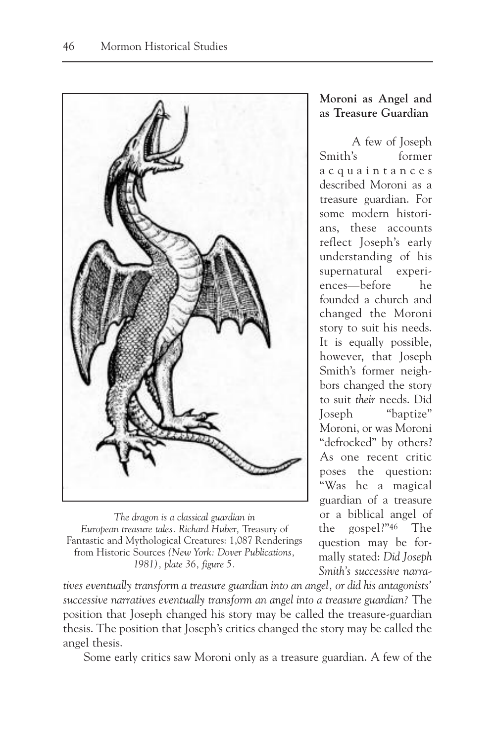*The dragon is a classical guardian in European treasure tales. Richard Huber,* Treasury of Fantastic and Mythological Creatures: 1,087 Renderings from Historic Sources *(New York: Dover Publications, 1981), plate 36, figure 5.*

## Moroni as Angel and as Treasure Guardian

A few of Joseph Smith's former acquaintances described Moroni as a treasure guardian. For some modern historians, these accounts reflect Joseph's early understanding of his supernatural experiences—before he founded a church and changed the Moroni story to suit his needs. It is equally possible, however, that Joseph Smith's former neighbors changed the story to suit *their* needs. Did Joseph "baptize" Moroni, or was Moroni "defrocked" by others? As one recent critic poses the question: "Was he a magical guardian of a treasure or a biblical angel of the gospel?"[46] The question may be formally stated: *Did Joseph Smith's successive narratives eventually transform a treasure guardian into an angel, or did his antagonists' successive narratives eventually transform an angel into a treasure guardian?* The position that Joseph changed his story may be called the treasure-guardian thesis. The position that Joseph's critics changed the story may be called the angel thesis.

Some early critics saw Moroni only as a treasure guardian. A few of the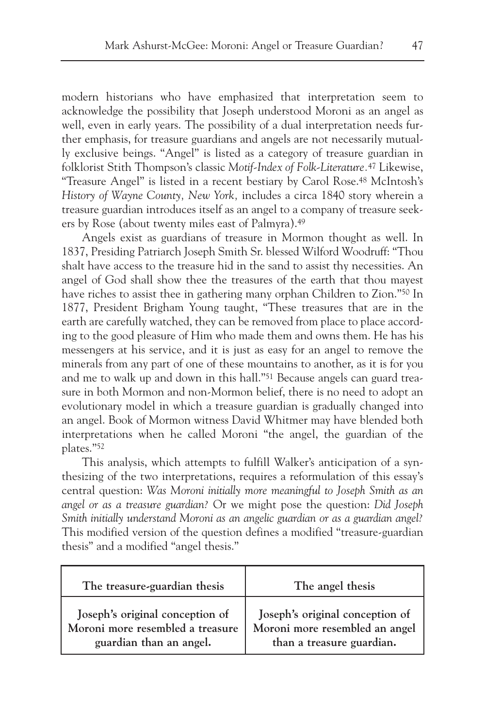modern historians who have emphasized that interpretation seem to acknowledge the possibility that Joseph understood Moroni as an angel as well, even in early years. The possibility of a dual interpretation needs further emphasis, for treasure guardians and angels are not necessarily mutually exclusive beings. "Angel" is listed as a category of treasure guardian in folklorist Stith Thompson's classic *Motif-Index of Folk-Literature*.[47] Likewise, "Treasure Angel" is listed in a recent bestiary by Carol Rose.[48] McIntosh's *History of Wayne County, New York,* includes a circa 1840 story wherein a treasure guardian introduces itself as an angel to a company of treasure seekers by Rose (about twenty miles east of Palmyra).[49]

Angels exist as guardians of treasure in Mormon thought as well. In 1837, Presiding Patriarch Joseph Smith Sr. blessed Wilford Woodruff: "Thou shalt have access to the treasure hid in the sand to assist thy necessities. An angel of God shall show thee the treasures of the earth that thou mayest have riches to assist thee in gathering many orphan Children to Zion."[50] In 1877, President Brigham Young taught, "These treasures that are in the earth are carefully watched, they can be removed from place to place according to the good pleasure of Him who made them and owns them. He has his messengers at his service, and it is just as easy for an angel to remove the minerals from any part of one of these mountains to another, as it is for you and me to walk up and down in this hall."[51] Because angels can guard treasure in both Mormon and non-Mormon belief, there is no need to adopt an evolutionary model in which a treasure guardian is gradually changed into an angel. Book of Mormon witness David Whitmer may have blended both interpretations when he called Moroni "the angel, the guardian of the plates."[52]

This analysis, which attempts to fulfill Walker's anticipation of a synthesizing of the two interpretations, requires a reformulation of this essay's central question: *Was Moroni initially more meaningful to Joseph Smith as an angel or as a treasure guardian?* Or we might pose the question: *Did Joseph Smith initially understand Moroni as an angelic guardian or as a guardian angel?* This modified version of the question defines a modified "treasure-guardian thesis" and a modified "angel thesis."

| The treasure-guardian thesis | The angel thesis |
|---|---|
| **Joseph's original conception of Moroni more resembled a treasure guardian than an angel.** | **Joseph's original conception of Moroni more resembled an angel than a treasure guardian.** |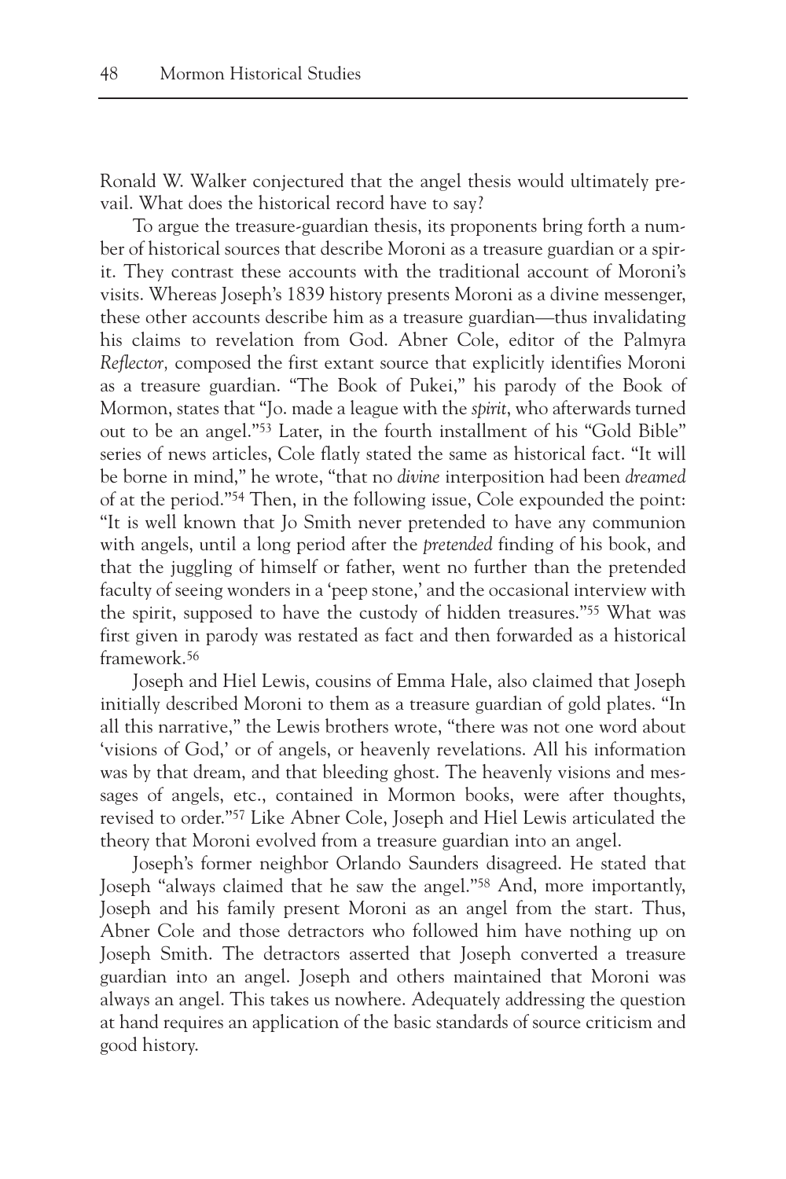Ronald W. Walker conjectured that the angel thesis would ultimately prevail. What does the historical record have to say?

To argue the treasure-guardian thesis, its proponents bring forth a number of historical sources that describe Moroni as a treasure guardian or a spirit. They contrast these accounts with the traditional account of Moroni's visits. Whereas Joseph's 1839 history presents Moroni as a divine messenger, these other accounts describe him as a treasure guardian—thus invalidating his claims to revelation from God. Abner Cole, editor of the Palmyra *Reflector,* composed the first extant source that explicitly identifies Moroni as a treasure guardian. "The Book of Pukei," his parody of the Book of Mormon, states that "Jo. made a league with the *spirit*, who afterwards turned out to be an angel."[53] Later, in the fourth installment of his "Gold Bible" series of news articles, Cole flatly stated the same as historical fact. "It will be borne in mind," he wrote, "that no *divine* interposition had been *dreamed* of at the period."[54] Then, in the following issue, Cole expounded the point: "It is well known that Jo Smith never pretended to have any communion with angels, until a long period after the *pretended* finding of his book, and that the juggling of himself or father, went no further than the pretended faculty of seeing wonders in a 'peep stone,' and the occasional interview with the spirit, supposed to have the custody of hidden treasures."[55] What was first given in parody was restated as fact and then forwarded as a historical framework.[56]

Joseph and Hiel Lewis, cousins of Emma Hale, also claimed that Joseph initially described Moroni to them as a treasure guardian of gold plates. "In all this narrative," the Lewis brothers wrote, "there was not one word about 'visions of God,' or of angels, or heavenly revelations. All his information was by that dream, and that bleeding ghost. The heavenly visions and messages of angels, etc., contained in Mormon books, were after thoughts, revised to order."[57] Like Abner Cole, Joseph and Hiel Lewis articulated the theory that Moroni evolved from a treasure guardian into an angel.

Joseph's former neighbor Orlando Saunders disagreed. He stated that Joseph "always claimed that he saw the angel."[58] And, more importantly, Joseph and his family present Moroni as an angel from the start. Thus, Abner Cole and those detractors who followed him have nothing up on Joseph Smith. The detractors asserted that Joseph converted a treasure guardian into an angel. Joseph and others maintained that Moroni was always an angel. This takes us nowhere. Adequately addressing the question at hand requires an application of the basic standards of source criticism and good history.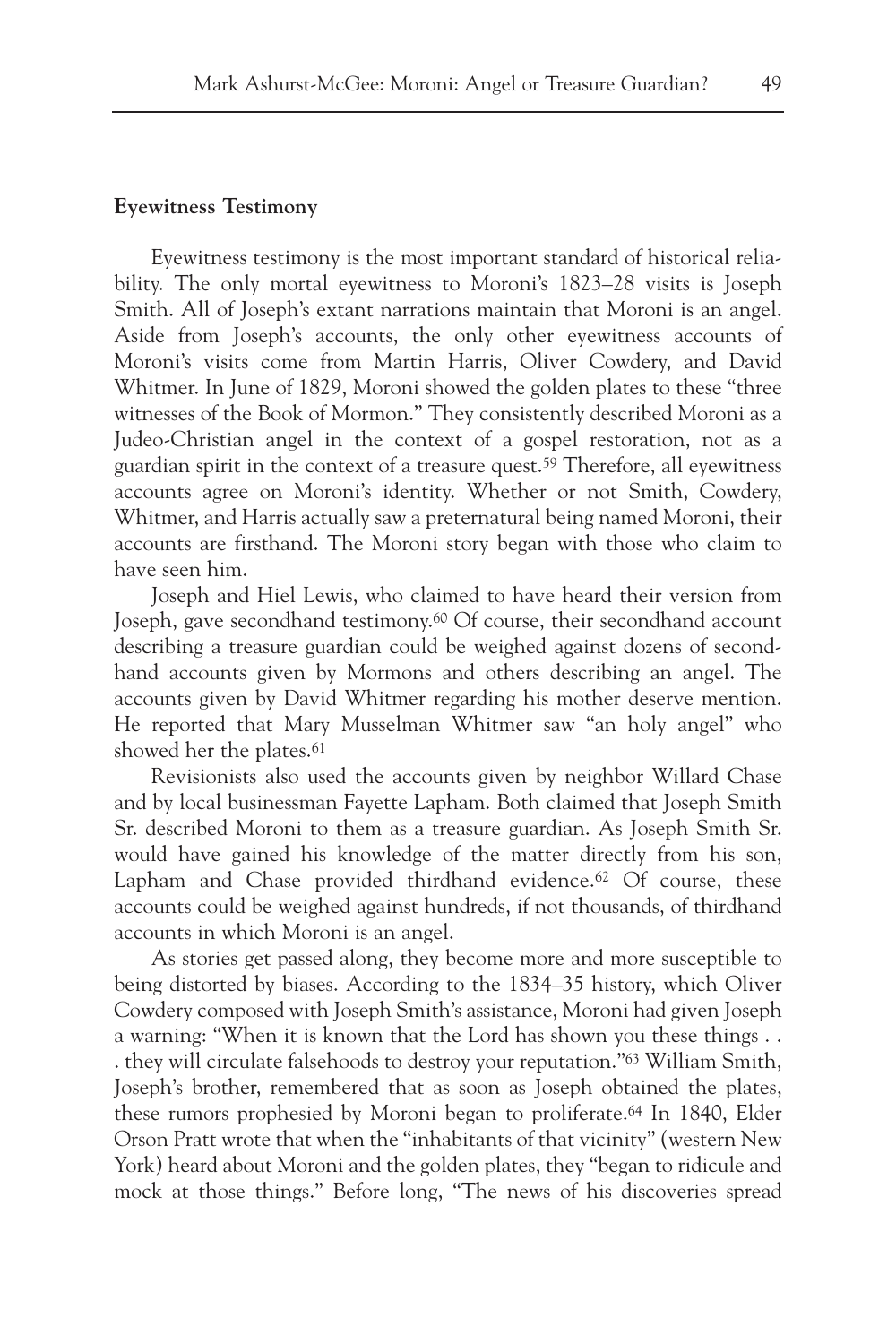**Eyewitness Testimony**

Eyewitness testimony is the most important standard of historical reliability. The only mortal eyewitness to Moroni's 1823–28 visits is Joseph Smith. All of Joseph's extant narrations maintain that Moroni is an angel. Aside from Joseph's accounts, the only other eyewitness accounts of Moroni's visits come from Martin Harris, Oliver Cowdery, and David Whitmer. In June of 1829, Moroni showed the golden plates to these "three witnesses of the Book of Mormon." They consistently described Moroni as a Judeo-Christian angel in the context of a gospel restoration, not as a guardian spirit in the context of a treasure quest.[59] Therefore, all eyewitness accounts agree on Moroni's identity. Whether or not Smith, Cowdery, Whitmer, and Harris actually saw a preternatural being named Moroni, their accounts are firsthand. The Moroni story began with those who claim to have seen him.

Joseph and Hiel Lewis, who claimed to have heard their version from Joseph, gave secondhand testimony.[60] Of course, their secondhand account describing a treasure guardian could be weighed against dozens of secondhand accounts given by Mormons and others describing an angel. The accounts given by David Whitmer regarding his mother deserve mention. He reported that Mary Musselman Whitmer saw "an holy angel" who showed her the plates.[61]

Revisionists also used the accounts given by neighbor Willard Chase and by local businessman Fayette Lapham. Both claimed that Joseph Smith Sr. described Moroni to them as a treasure guardian. As Joseph Smith Sr. would have gained his knowledge of the matter directly from his son, Lapham and Chase provided thirdhand evidence.[62] Of course, these accounts could be weighed against hundreds, if not thousands, of thirdhand accounts in which Moroni is an angel.

As stories get passed along, they become more and more susceptible to being distorted by biases. According to the 1834–35 history, which Oliver Cowdery composed with Joseph Smith's assistance, Moroni had given Joseph a warning: "When it is known that the Lord has shown you these things . . . they will circulate falsehoods to destroy your reputation."[63] William Smith, Joseph's brother, remembered that as soon as Joseph obtained the plates, these rumors prophesied by Moroni began to proliferate.[64] In 1840, Elder Orson Pratt wrote that when the "inhabitants of that vicinity" (western New York) heard about Moroni and the golden plates, they "began to ridicule and mock at those things." Before long, "The news of his discoveries spread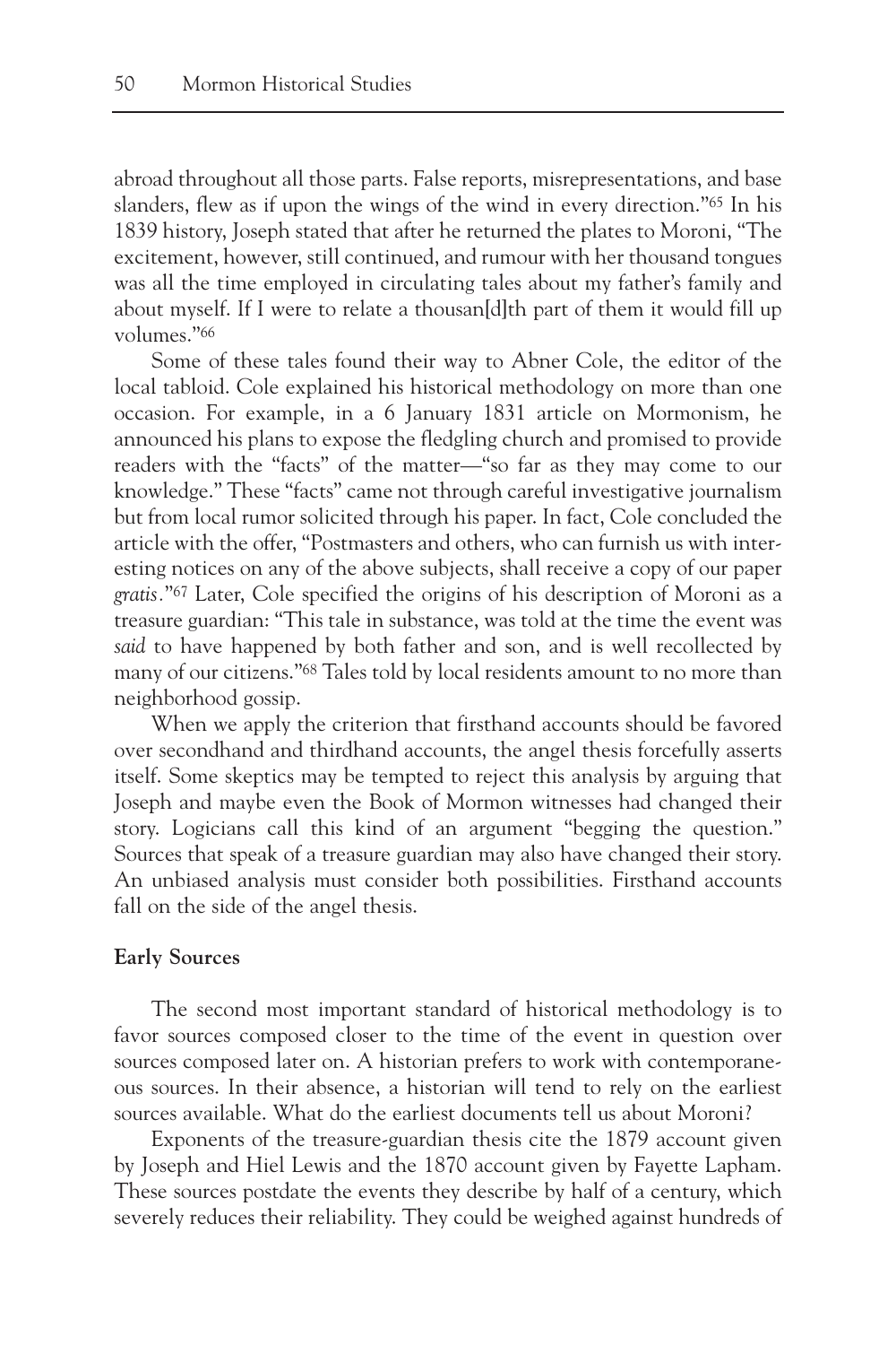abroad throughout all those parts. False reports, misrepresentations, and base slanders, flew as if upon the wings of the wind in every direction."[65] In his 1839 history, Joseph stated that after he returned the plates to Moroni, "The excitement, however, still continued, and rumour with her thousand tongues was all the time employed in circulating tales about my father's family and about myself. If I were to relate a thousan[d]th part of them it would fill up volumes."[66]

Some of these tales found their way to Abner Cole, the editor of the local tabloid. Cole explained his historical methodology on more than one occasion. For example, in a 6 January 1831 article on Mormonism, he announced his plans to expose the fledgling church and promised to provide readers with the "facts" of the matter—"so far as they may come to our knowledge." These "facts" came not through careful investigative journalism but from local rumor solicited through his paper. In fact, Cole concluded the article with the offer, "Postmasters and others, who can furnish us with interesting notices on any of the above subjects, shall receive a copy of our paper *gratis*."[67] Later, Cole specified the origins of his description of Moroni as a treasure guardian: "This tale in substance, was told at the time the event was *said* to have happened by both father and son, and is well recollected by many of our citizens."[68] Tales told by local residents amount to no more than neighborhood gossip.

When we apply the criterion that firsthand accounts should be favored over secondhand and thirdhand accounts, the angel thesis forcefully asserts itself. Some skeptics may be tempted to reject this analysis by arguing that Joseph and maybe even the Book of Mormon witnesses had changed their story. Logicians call this kind of an argument "begging the question." Sources that speak of a treasure guardian may also have changed their story. An unbiased analysis must consider both possibilities. Firsthand accounts fall on the side of the angel thesis.

**Early Sources**

The second most important standard of historical methodology is to favor sources composed closer to the time of the event in question over sources composed later on. A historian prefers to work with contemporaneous sources. In their absence, a historian will tend to rely on the earliest sources available. What do the earliest documents tell us about Moroni?

Exponents of the treasure-guardian thesis cite the 1879 account given by Joseph and Hiel Lewis and the 1870 account given by Fayette Lapham. These sources postdate the events they describe by half of a century, which severely reduces their reliability. They could be weighed against hundreds of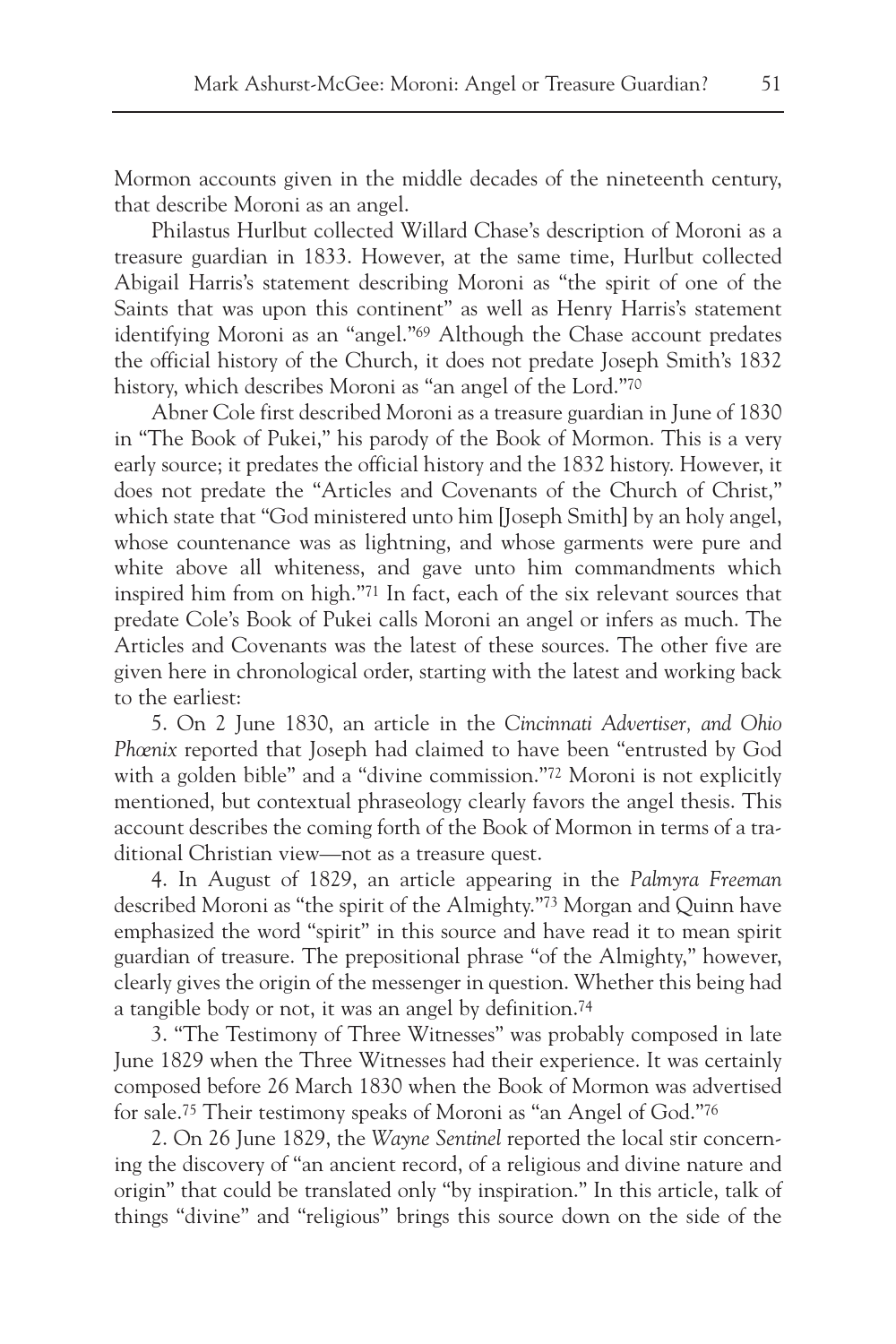Mormon accounts given in the middle decades of the nineteenth century, that describe Moroni as an angel.

Philastus Hurlbut collected Willard Chase's description of Moroni as a treasure guardian in 1833. However, at the same time, Hurlbut collected Abigail Harris's statement describing Moroni as "the spirit of one of the Saints that was upon this continent" as well as Henry Harris's statement identifying Moroni as an "angel."[69] Although the Chase account predates the official history of the Church, it does not predate Joseph Smith's 1832 history, which describes Moroni as "an angel of the Lord."[70]

Abner Cole first described Moroni as a treasure guardian in June of 1830 in "The Book of Pukei," his parody of the Book of Mormon. This is a very early source; it predates the official history and the 1832 history. However, it does not predate the "Articles and Covenants of the Church of Christ," which state that "God ministered unto him [Joseph Smith] by an holy angel, whose countenance was as lightning, and whose garments were pure and white above all whiteness, and gave unto him commandments which inspired him from on high."[71] In fact, each of the six relevant sources that predate Cole's Book of Pukei calls Moroni an angel or infers as much. The Articles and Covenants was the latest of these sources. The other five are given here in chronological order, starting with the latest and working back to the earliest:

5. On 2 June 1830, an article in the *Cincinnati Advertiser, and Ohio Phœnix* reported that Joseph had claimed to have been "entrusted by God with a golden bible" and a "divine commission."[72] Moroni is not explicitly mentioned, but contextual phraseology clearly favors the angel thesis. This account describes the coming forth of the Book of Mormon in terms of a traditional Christian view—not as a treasure quest.

4. In August of 1829, an article appearing in the *Palmyra Freeman* described Moroni as "the spirit of the Almighty."[73] Morgan and Quinn have emphasized the word "spirit" in this source and have read it to mean spirit guardian of treasure. The prepositional phrase "of the Almighty," however, clearly gives the origin of the messenger in question. Whether this being had a tangible body or not, it was an angel by definition.[74]

3. "The Testimony of Three Witnesses" was probably composed in late June 1829 when the Three Witnesses had their experience. It was certainly composed before 26 March 1830 when the Book of Mormon was advertised for sale.[75] Their testimony speaks of Moroni as "an Angel of God."[76]

2. On 26 June 1829, the *Wayne Sentinel* reported the local stir concerning the discovery of "an ancient record, of a religious and divine nature and origin" that could be translated only "by inspiration." In this article, talk of things "divine" and "religious" brings this source down on the side of the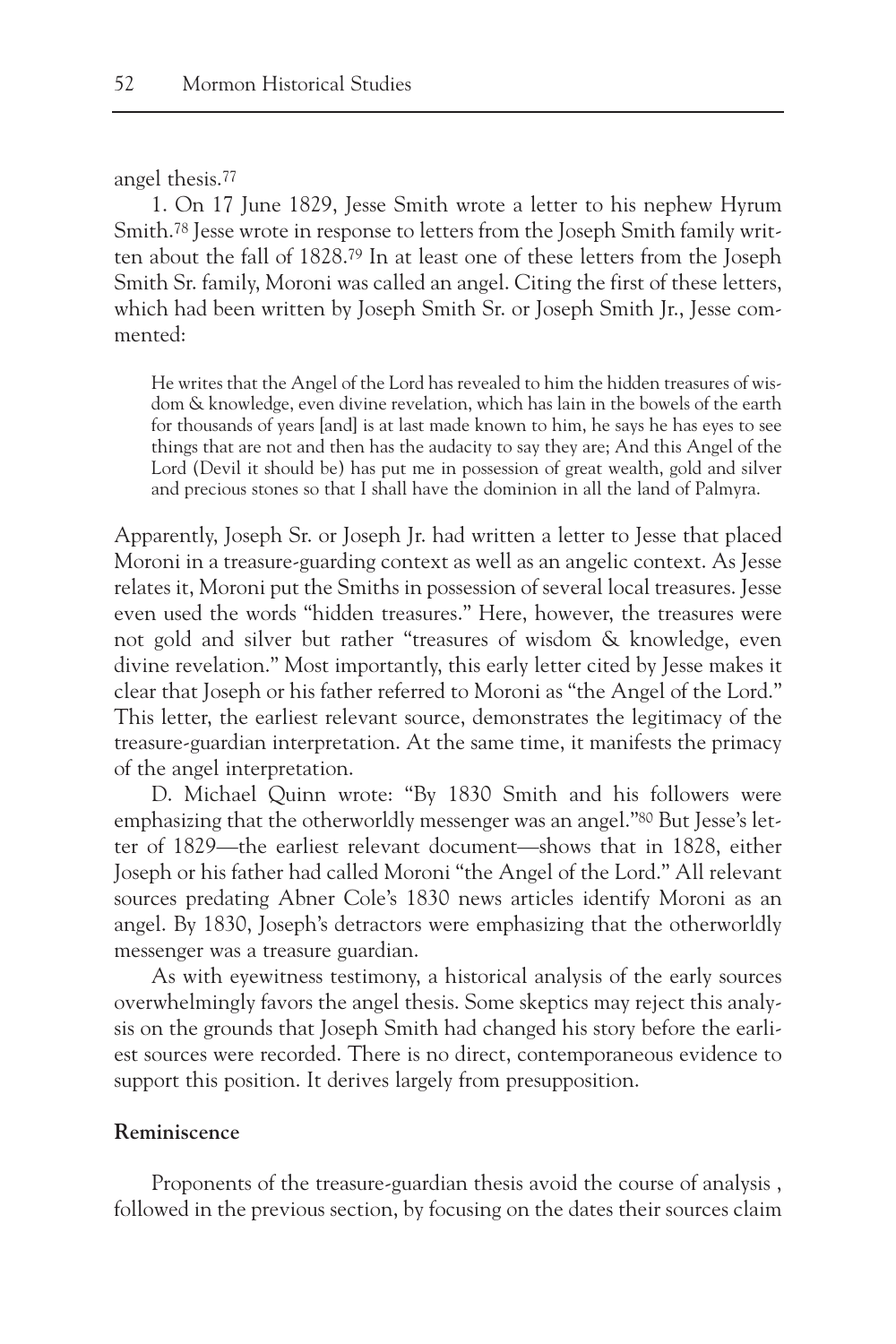angel thesis.[77]

1. On 17 June 1829, Jesse Smith wrote a letter to his nephew Hyrum Smith.[78] Jesse wrote in response to letters from the Joseph Smith family written about the fall of 1828.[79] In at least one of these letters from the Joseph Smith Sr. family, Moroni was called an angel. Citing the first of these letters, which had been written by Joseph Smith Sr. or Joseph Smith Jr., Jesse commented:

> He writes that the Angel of the Lord has revealed to him the hidden treasures of wisdom & knowledge, even divine revelation, which has lain in the bowels of the earth for thousands of years [and] is at last made known to him, he says he has eyes to see things that are not and then has the audacity to say they are; And this Angel of the Lord (Devil it should be) has put me in possession of great wealth, gold and silver and precious stones so that I shall have the dominion in all the land of Palmyra.

Apparently, Joseph Sr. or Joseph Jr. had written a letter to Jesse that placed Moroni in a treasure-guarding context as well as an angelic context. As Jesse relates it, Moroni put the Smiths in possession of several local treasures. Jesse even used the words "hidden treasures." Here, however, the treasures were not gold and silver but rather "treasures of wisdom & knowledge, even divine revelation." Most importantly, this early letter cited by Jesse makes it clear that Joseph or his father referred to Moroni as "the Angel of the Lord." This letter, the earliest relevant source, demonstrates the legitimacy of the treasure-guardian interpretation. At the same time, it manifests the primacy of the angel interpretation.

D. Michael Quinn wrote: "By 1830 Smith and his followers were emphasizing that the otherworldly messenger was an angel."[80] But Jesse's letter of 1829—the earliest relevant document—shows that in 1828, either Joseph or his father had called Moroni "the Angel of the Lord." All relevant sources predating Abner Cole's 1830 news articles identify Moroni as an angel. By 1830, Joseph's detractors were emphasizing that the otherworldly messenger was a treasure guardian.

As with eyewitness testimony, a historical analysis of the early sources overwhelmingly favors the angel thesis. Some skeptics may reject this analysis on the grounds that Joseph Smith had changed his story before the earliest sources were recorded. There is no direct, contemporaneous evidence to support this position. It derives largely from presupposition.

**Reminiscence**

Proponents of the treasure-guardian thesis avoid the course of analysis , followed in the previous section, by focusing on the dates their sources claim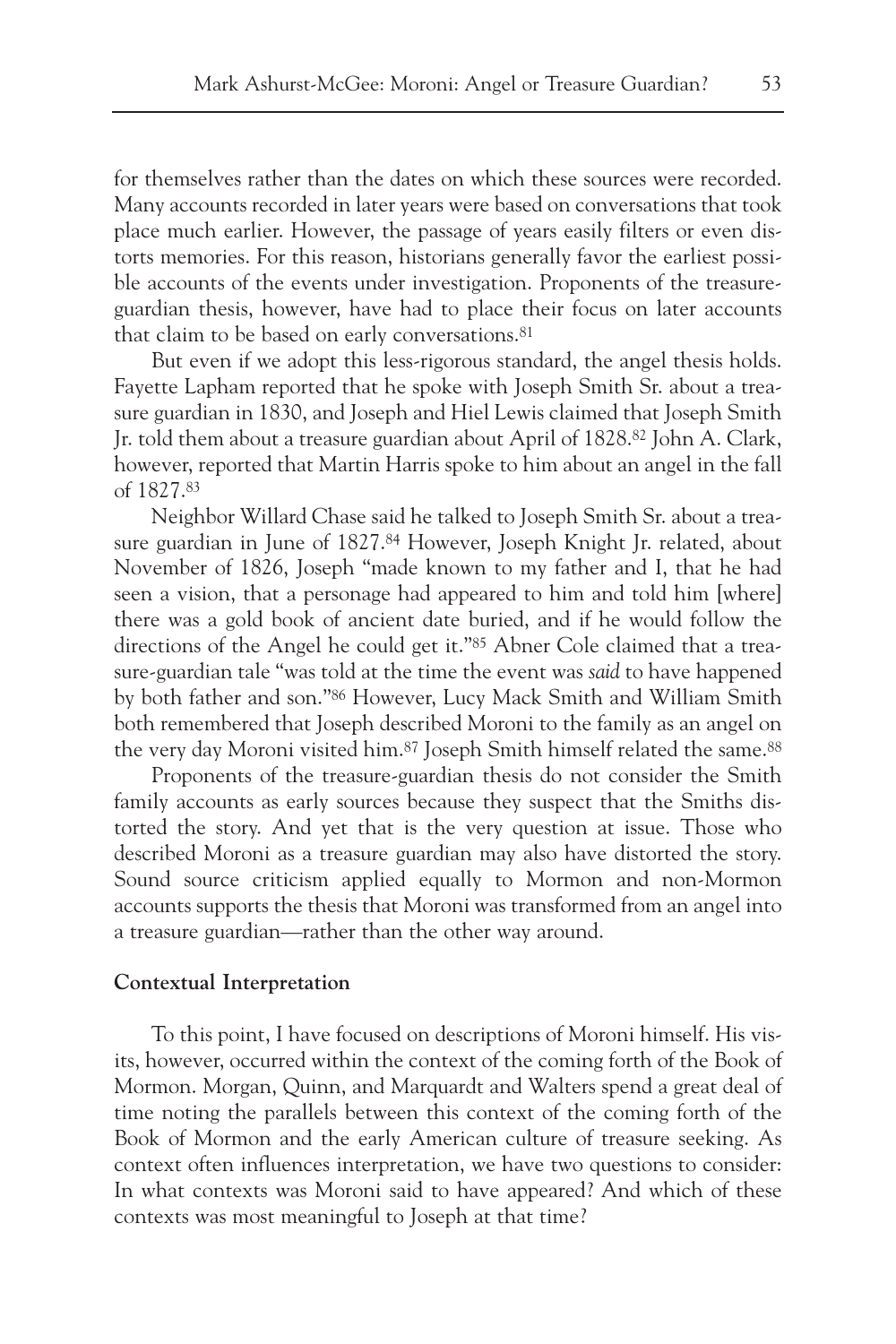for themselves rather than the dates on which these sources were recorded. Many accounts recorded in later years were based on conversations that took place much earlier. However, the passage of years easily filters or even distorts memories. For this reason, historians generally favor the earliest possible accounts of the events under investigation. Proponents of the treasure-guardian thesis, however, have had to place their focus on later accounts that claim to be based on early conversations.[81]

But even if we adopt this less-rigorous standard, the angel thesis holds. Fayette Lapham reported that he spoke with Joseph Smith Sr. about a treasure guardian in 1830, and Joseph and Hiel Lewis claimed that Joseph Smith Jr. told them about a treasure guardian about April of 1828.[82] John A. Clark, however, reported that Martin Harris spoke to him about an angel in the fall of 1827.[83]

Neighbor Willard Chase said he talked to Joseph Smith Sr. about a treasure guardian in June of 1827.[84] However, Joseph Knight Jr. related, about November of 1826, Joseph "made known to my father and I, that he had seen a vision, that a personage had appeared to him and told him [where] there was a gold book of ancient date buried, and if he would follow the directions of the Angel he could get it."[85] Abner Cole claimed that a treasure-guardian tale "was told at the time the event was *said* to have happened by both father and son."[86] However, Lucy Mack Smith and William Smith both remembered that Joseph described Moroni to the family as an angel on the very day Moroni visited him.[87] Joseph Smith himself related the same.[88]

Proponents of the treasure-guardian thesis do not consider the Smith family accounts as early sources because they suspect that the Smiths distorted the story. And yet that is the very question at issue. Those who described Moroni as a treasure guardian may also have distorted the story. Sound source criticism applied equally to Mormon and non-Mormon accounts supports the thesis that Moroni was transformed from an angel into a treasure guardian—rather than the other way around.

**Contextual Interpretation**

To this point, I have focused on descriptions of Moroni himself. His visits, however, occurred within the context of the coming forth of the Book of Mormon. Morgan, Quinn, and Marquardt and Walters spend a great deal of time noting the parallels between this context of the coming forth of the Book of Mormon and the early American culture of treasure seeking. As context often influences interpretation, we have two questions to consider: In what contexts was Moroni said to have appeared? And which of these contexts was most meaningful to Joseph at that time?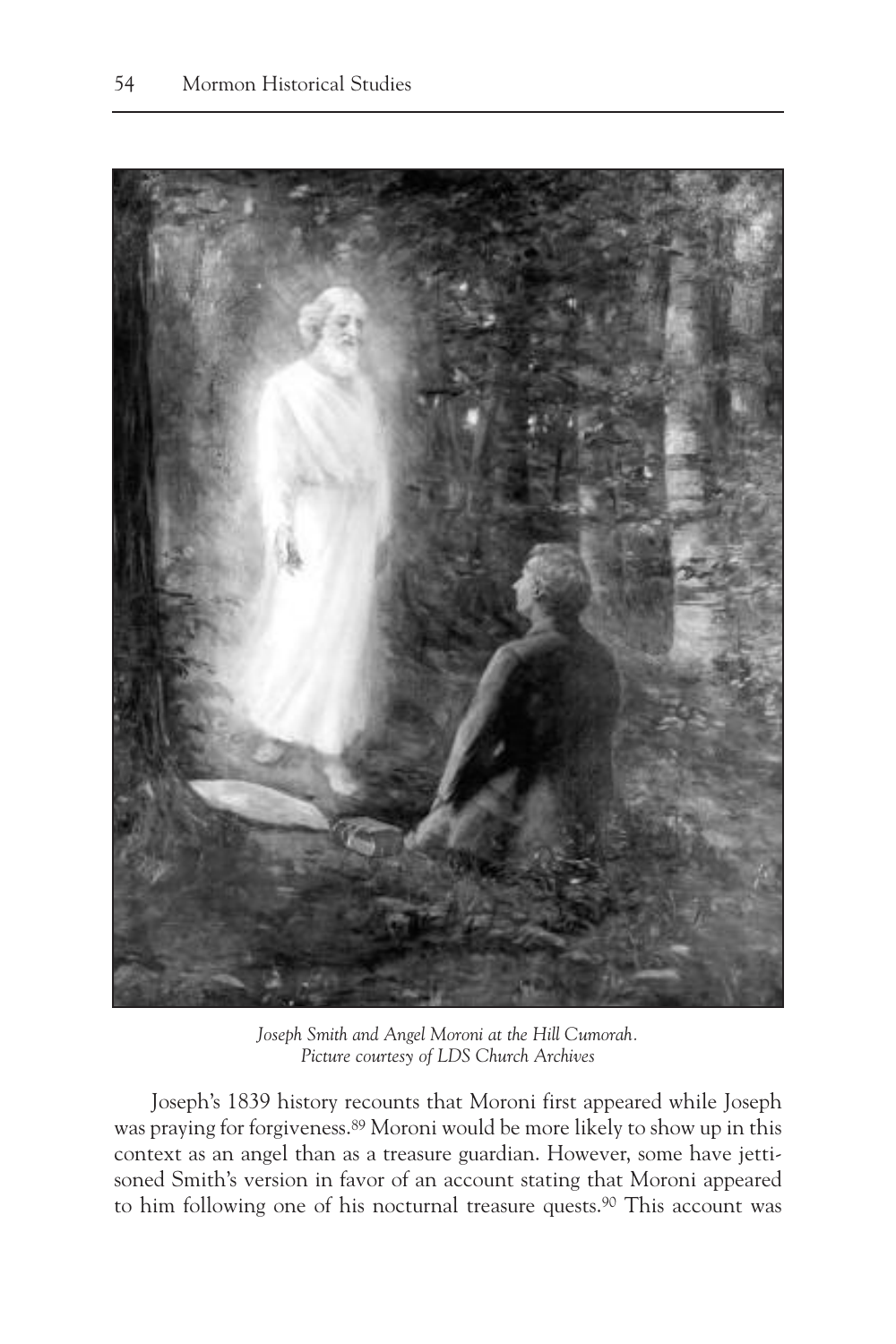*Joseph Smith and Angel Moroni at the Hill Cumorah.*
*Picture courtesy of LDS Church Archives*

Joseph's 1839 history recounts that Moroni first appeared while Joseph was praying for forgiveness.[89] Moroni would be more likely to show up in this context as an angel than as a treasure guardian. However, some have jettisoned Smith's version in favor of an account stating that Moroni appeared to him following one of his nocturnal treasure quests.[90] This account was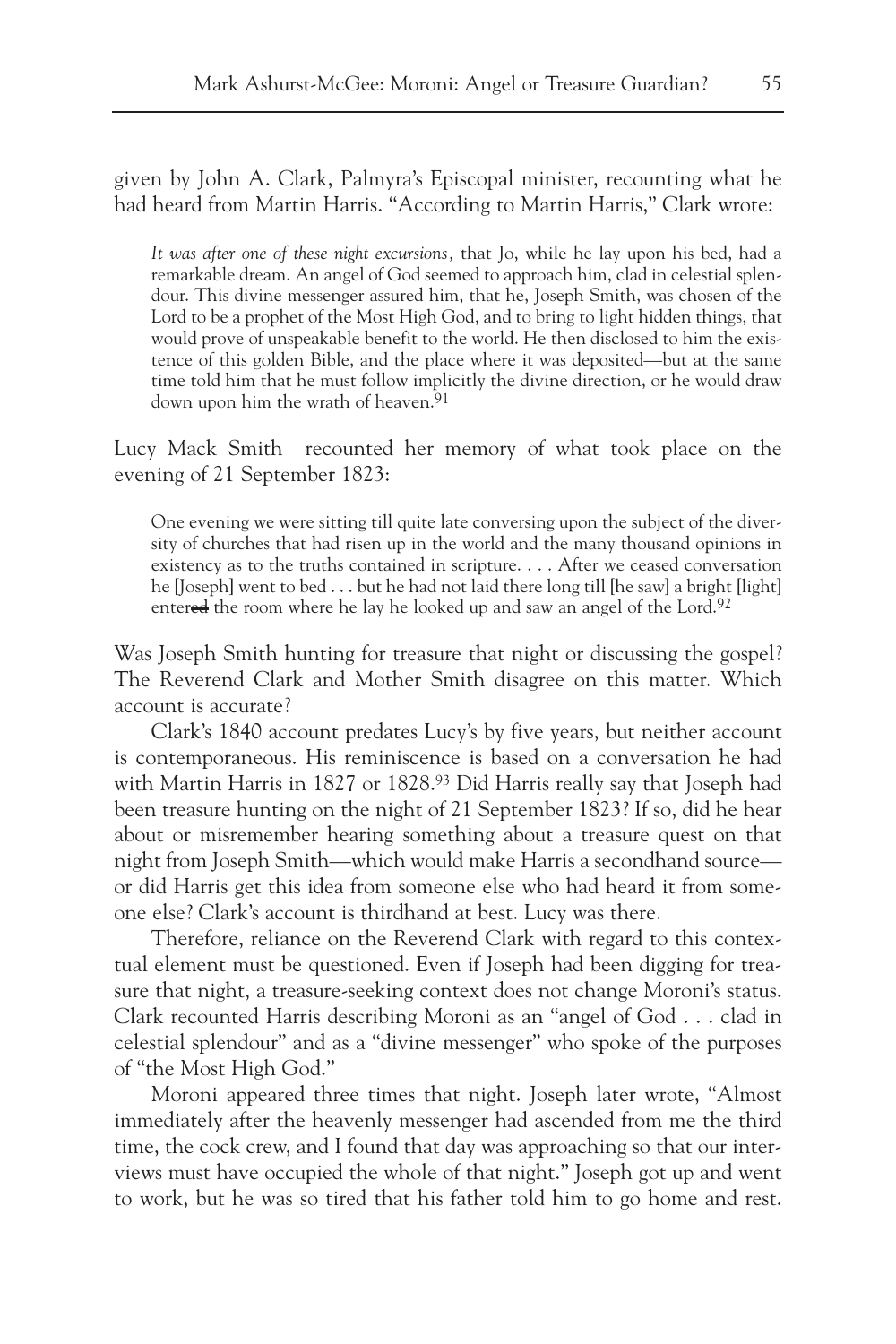given by John A. Clark, Palmyra's Episcopal minister, recounting what he had heard from Martin Harris. "According to Martin Harris," Clark wrote:

> *It was after one of these night excursions,* that Jo, while he lay upon his bed, had a remarkable dream. An angel of God seemed to approach him, clad in celestial splendour. This divine messenger assured him, that he, Joseph Smith, was chosen of the Lord to be a prophet of the Most High God, and to bring to light hidden things, that would prove of unspeakable benefit to the world. He then disclosed to him the existence of this golden Bible, and the place where it was deposited—but at the same time told him that he must follow implicitly the divine direction, or he would draw down upon him the wrath of heaven.[91]

Lucy Mack Smith recounted her memory of what took place on the evening of 21 September 1823:

> One evening we were sitting till quite late conversing upon the subject of the diversity of churches that had risen up in the world and the many thousand opinions in existency as to the truths contained in scripture. . . . After we ceased conversation he [Joseph] went to bed . . . but he had not laid there long till [he saw] a bright [light] enter~~ed~~ the room where he lay he looked up and saw an angel of the Lord.[92]

Was Joseph Smith hunting for treasure that night or discussing the gospel? The Reverend Clark and Mother Smith disagree on this matter. Which account is accurate?

Clark's 1840 account predates Lucy's by five years, but neither account is contemporaneous. His reminiscence is based on a conversation he had with Martin Harris in 1827 or 1828.[93] Did Harris really say that Joseph had been treasure hunting on the night of 21 September 1823? If so, did he hear about or misremember hearing something about a treasure quest on that night from Joseph Smith—which would make Harris a secondhand source—or did Harris get this idea from someone else who had heard it from someone else? Clark's account is thirdhand at best. Lucy was there.

Therefore, reliance on the Reverend Clark with regard to this contextual element must be questioned. Even if Joseph had been digging for treasure that night, a treasure-seeking context does not change Moroni's status. Clark recounted Harris describing Moroni as an "angel of God . . . clad in celestial splendour" and as a "divine messenger" who spoke of the purposes of "the Most High God."

Moroni appeared three times that night. Joseph later wrote, "Almost immediately after the heavenly messenger had ascended from me the third time, the cock crew, and I found that day was approaching so that our interviews must have occupied the whole of that night." Joseph got up and went to work, but he was so tired that his father told him to go home and rest.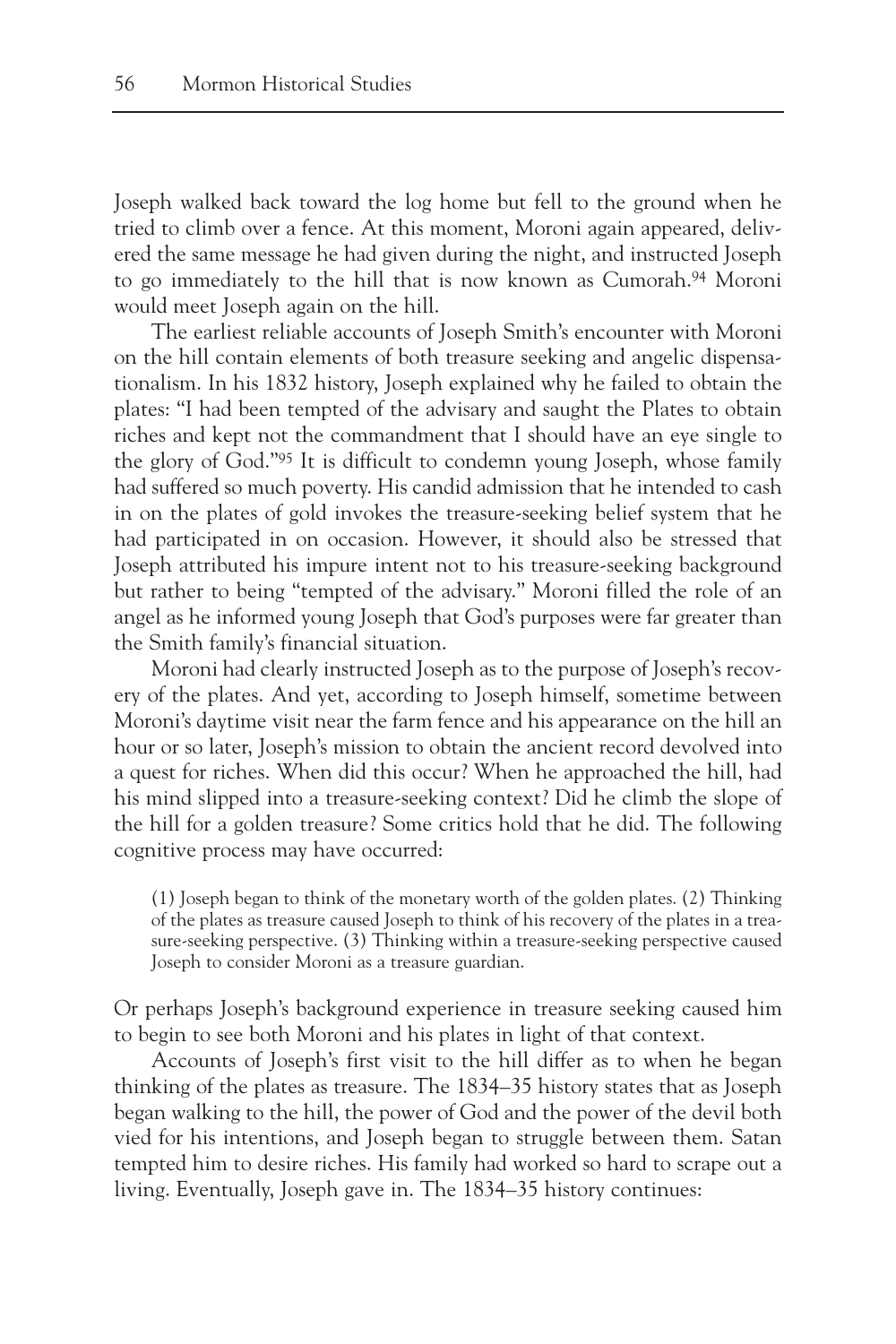Joseph walked back toward the log home but fell to the ground when he tried to climb over a fence. At this moment, Moroni again appeared, delivered the same message he had given during the night, and instructed Joseph to go immediately to the hill that is now known as Cumorah.[94] Moroni would meet Joseph again on the hill.

The earliest reliable accounts of Joseph Smith's encounter with Moroni on the hill contain elements of both treasure seeking and angelic dispensationalism. In his 1832 history, Joseph explained why he failed to obtain the plates: "I had been tempted of the advisary and saught the Plates to obtain riches and kept not the commandment that I should have an eye single to the glory of God."[95] It is difficult to condemn young Joseph, whose family had suffered so much poverty. His candid admission that he intended to cash in on the plates of gold invokes the treasure-seeking belief system that he had participated in on occasion. However, it should also be stressed that Joseph attributed his impure intent not to his treasure-seeking background but rather to being "tempted of the advisary." Moroni filled the role of an angel as he informed young Joseph that God's purposes were far greater than the Smith family's financial situation.

Moroni had clearly instructed Joseph as to the purpose of Joseph's recovery of the plates. And yet, according to Joseph himself, sometime between Moroni's daytime visit near the farm fence and his appearance on the hill an hour or so later, Joseph's mission to obtain the ancient record devolved into a quest for riches. When did this occur? When he approached the hill, had his mind slipped into a treasure-seeking context? Did he climb the slope of the hill for a golden treasure? Some critics hold that he did. The following cognitive process may have occurred:

> (1) Joseph began to think of the monetary worth of the golden plates. (2) Thinking of the plates as treasure caused Joseph to think of his recovery of the plates in a treasure-seeking perspective. (3) Thinking within a treasure-seeking perspective caused Joseph to consider Moroni as a treasure guardian.

Or perhaps Joseph's background experience in treasure seeking caused him to begin to see both Moroni and his plates in light of that context.

Accounts of Joseph's first visit to the hill differ as to when he began thinking of the plates as treasure. The 1834–35 history states that as Joseph began walking to the hill, the power of God and the power of the devil both vied for his intentions, and Joseph began to struggle between them. Satan tempted him to desire riches. His family had worked so hard to scrape out a living. Eventually, Joseph gave in. The 1834–35 history continues: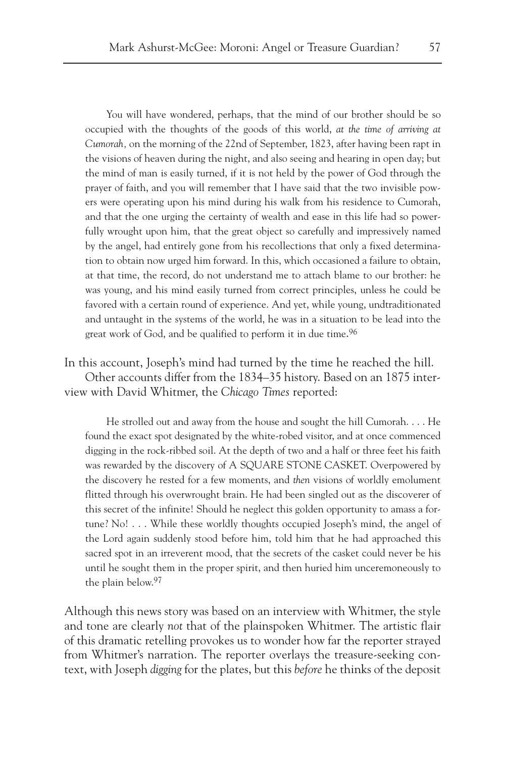You will have wondered, perhaps, that the mind of our brother should be so occupied with the thoughts of the goods of this world, *at the time of arriving at Cumorah,* on the morning of the 22nd of September, 1823, after having been rapt in the visions of heaven during the night, and also seeing and hearing in open day; but the mind of man is easily turned, if it is not held by the power of God through the prayer of faith, and you will remember that I have said that the two invisible powers were operating upon his mind during his walk from his residence to Cumorah, and that the one urging the certainty of wealth and ease in this life had so powerfully wrought upon him, that the great object so carefully and impressively named by the angel, had entirely gone from his recollections that only a fixed determination to obtain now urged him forward. In this, which occasioned a failure to obtain, at that time, the record, do not understand me to attach blame to our brother: he was young, and his mind easily turned from correct principles, unless he could be favored with a certain round of experience. And yet, while young, undtraditionated and untaught in the systems of the world, he was in a situation to be lead into the great work of God, and be qualified to perform it in due time.[96]

In this account, Joseph's mind had turned by the time he reached the hill.

Other accounts differ from the 1834–35 history. Based on an 1875 interview with David Whitmer, the *Chicago Times* reported:

> He strolled out and away from the house and sought the hill Cumorah. . . . He found the exact spot designated by the white-robed visitor, and at once commenced digging in the rock-ribbed soil. At the depth of two and a half or three feet his faith was rewarded by the discovery of A SQUARE STONE CASKET. Overpowered by the discovery he rested for a few moments, and *then* visions of worldly emolument flitted through his overwrought brain. He had been singled out as the discoverer of this secret of the infinite! Should he neglect this golden opportunity to amass a fortune? No! . . . While these worldly thoughts occupied Joseph's mind, the angel of the Lord again suddenly stood before him, told him that he had approached this sacred spot in an irreverent mood, that the secrets of the casket could never be his until he sought them in the proper spirit, and then huried him unceremoneously to the plain below.[97]

Although this news story was based on an interview with Whitmer, the style and tone are clearly *not* that of the plainspoken Whitmer. The artistic flair of this dramatic retelling provokes us to wonder how far the reporter strayed from Whitmer's narration. The reporter overlays the treasure-seeking context, with Joseph *digging* for the plates, but this *before* he thinks of the deposit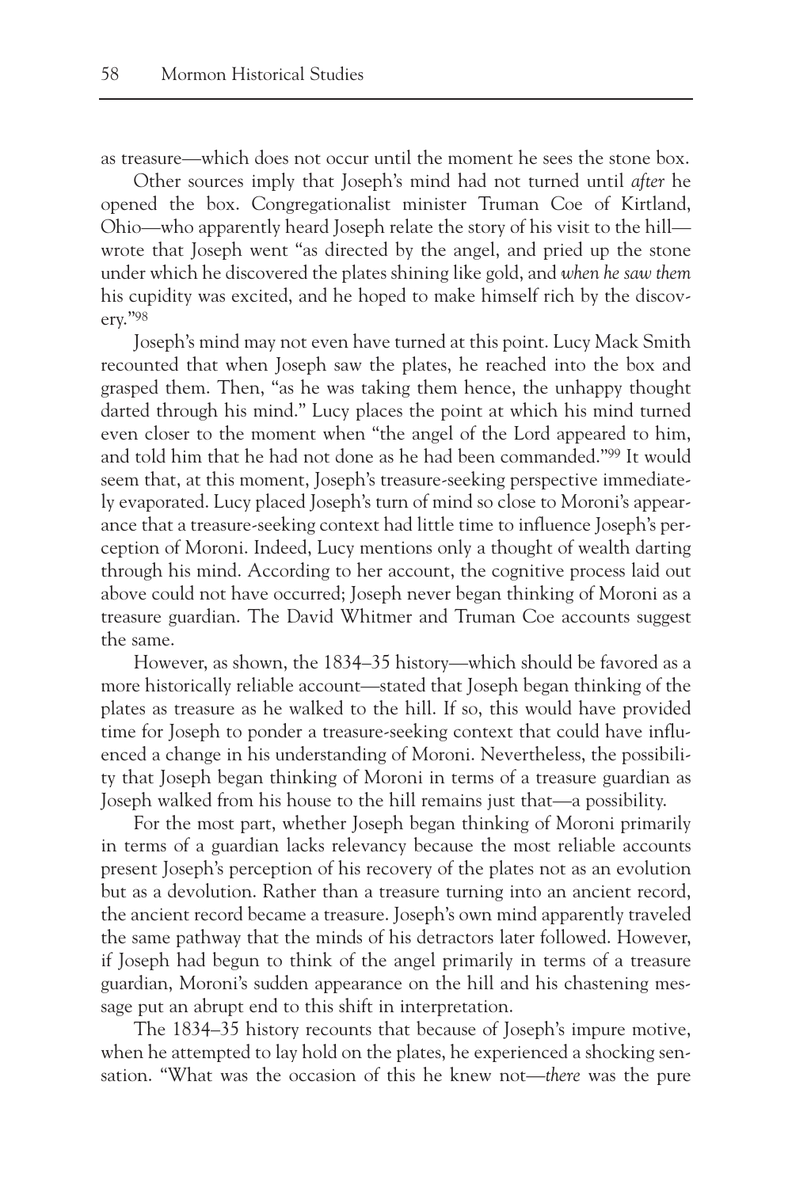as treasure—which does not occur until the moment he sees the stone box.

Other sources imply that Joseph's mind had not turned until *after* he opened the box. Congregationalist minister Truman Coe of Kirtland, Ohio—who apparently heard Joseph relate the story of his visit to the hill—wrote that Joseph went "as directed by the angel, and pried up the stone under which he discovered the plates shining like gold, and *when he saw them* his cupidity was excited, and he hoped to make himself rich by the discovery."[98]

Joseph's mind may not even have turned at this point. Lucy Mack Smith recounted that when Joseph saw the plates, he reached into the box and grasped them. Then, "as he was taking them hence, the unhappy thought darted through his mind." Lucy places the point at which his mind turned even closer to the moment when "the angel of the Lord appeared to him, and told him that he had not done as he had been commanded."[99] It would seem that, at this moment, Joseph's treasure-seeking perspective immediately evaporated. Lucy placed Joseph's turn of mind so close to Moroni's appearance that a treasure-seeking context had little time to influence Joseph's perception of Moroni. Indeed, Lucy mentions only a thought of wealth darting through his mind. According to her account, the cognitive process laid out above could not have occurred; Joseph never began thinking of Moroni as a treasure guardian. The David Whitmer and Truman Coe accounts suggest the same.

However, as shown, the 1834–35 history—which should be favored as a more historically reliable account—stated that Joseph began thinking of the plates as treasure as he walked to the hill. If so, this would have provided time for Joseph to ponder a treasure-seeking context that could have influenced a change in his understanding of Moroni. Nevertheless, the possibility that Joseph began thinking of Moroni in terms of a treasure guardian as Joseph walked from his house to the hill remains just that—a possibility.

For the most part, whether Joseph began thinking of Moroni primarily in terms of a guardian lacks relevancy because the most reliable accounts present Joseph's perception of his recovery of the plates not as an evolution but as a devolution. Rather than a treasure turning into an ancient record, the ancient record became a treasure. Joseph's own mind apparently traveled the same pathway that the minds of his detractors later followed. However, if Joseph had begun to think of the angel primarily in terms of a treasure guardian, Moroni's sudden appearance on the hill and his chastening message put an abrupt end to this shift in interpretation.

The 1834–35 history recounts that because of Joseph's impure motive, when he attempted to lay hold on the plates, he experienced a shocking sensation. "What was the occasion of this he knew not—*there* was the pure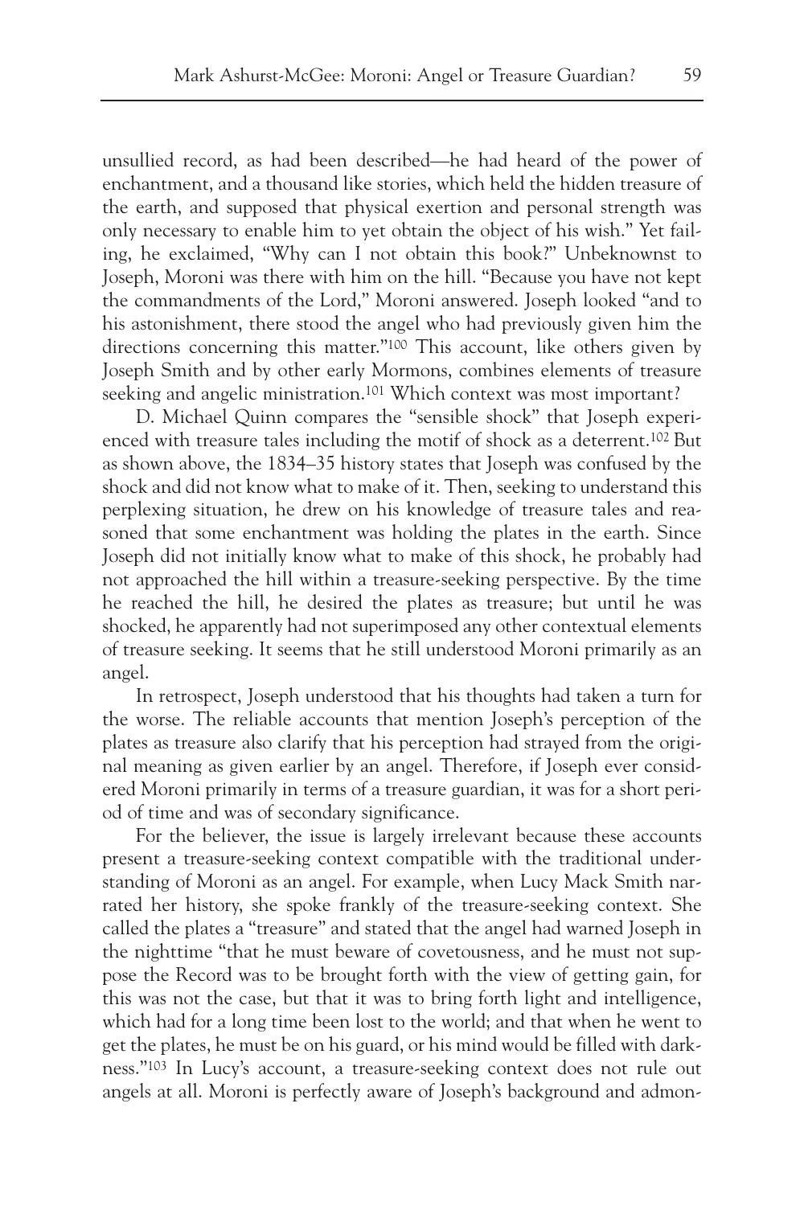unsullied record, as had been described—he had heard of the power of enchantment, and a thousand like stories, which held the hidden treasure of the earth, and supposed that physical exertion and personal strength was only necessary to enable him to yet obtain the object of his wish." Yet failing, he exclaimed, "Why can I not obtain this book?" Unbeknownst to Joseph, Moroni was there with him on the hill. "Because you have not kept the commandments of the Lord," Moroni answered. Joseph looked "and to his astonishment, there stood the angel who had previously given him the directions concerning this matter."[100] This account, like others given by Joseph Smith and by other early Mormons, combines elements of treasure seeking and angelic ministration.[101] Which context was most important?

D. Michael Quinn compares the "sensible shock" that Joseph experienced with treasure tales including the motif of shock as a deterrent.[102] But as shown above, the 1834–35 history states that Joseph was confused by the shock and did not know what to make of it. Then, seeking to understand this perplexing situation, he drew on his knowledge of treasure tales and reasoned that some enchantment was holding the plates in the earth. Since Joseph did not initially know what to make of this shock, he probably had not approached the hill within a treasure-seeking perspective. By the time he reached the hill, he desired the plates as treasure; but until he was shocked, he apparently had not superimposed any other contextual elements of treasure seeking. It seems that he still understood Moroni primarily as an angel.

In retrospect, Joseph understood that his thoughts had taken a turn for the worse. The reliable accounts that mention Joseph's perception of the plates as treasure also clarify that his perception had strayed from the original meaning as given earlier by an angel. Therefore, if Joseph ever considered Moroni primarily in terms of a treasure guardian, it was for a short period of time and was of secondary significance.

For the believer, the issue is largely irrelevant because these accounts present a treasure-seeking context compatible with the traditional understanding of Moroni as an angel. For example, when Lucy Mack Smith narrated her history, she spoke frankly of the treasure-seeking context. She called the plates a "treasure" and stated that the angel had warned Joseph in the nighttime "that he must beware of covetousness, and he must not suppose the Record was to be brought forth with the view of getting gain, for this was not the case, but that it was to bring forth light and intelligence, which had for a long time been lost to the world; and that when he went to get the plates, he must be on his guard, or his mind would be filled with darkness."[103] In Lucy's account, a treasure-seeking context does not rule out angels at all. Moroni is perfectly aware of Joseph's background and admon-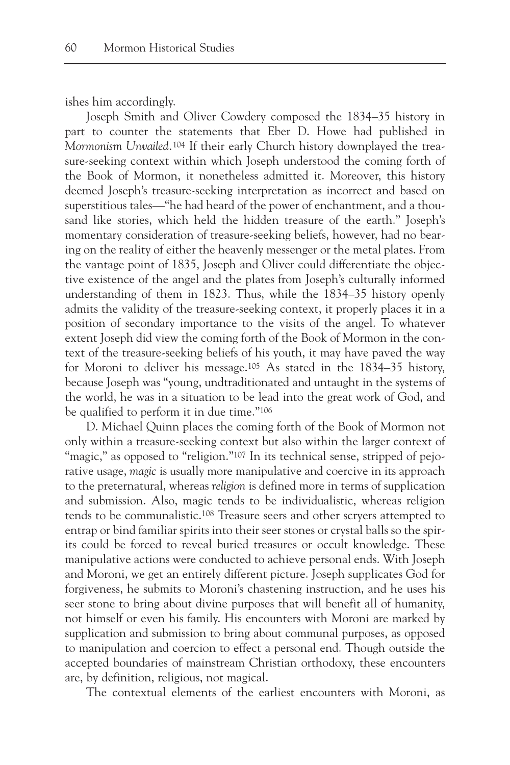ishes him accordingly.

Joseph Smith and Oliver Cowdery composed the 1834–35 history in part to counter the statements that Eber D. Howe had published in *Mormonism Unvailed.*[104] If their early Church history downplayed the treasure-seeking context within which Joseph understood the coming forth of the Book of Mormon, it nonetheless admitted it. Moreover, this history deemed Joseph's treasure-seeking interpretation as incorrect and based on superstitious tales—"he had heard of the power of enchantment, and a thousand like stories, which held the hidden treasure of the earth." Joseph's momentary consideration of treasure-seeking beliefs, however, had no bearing on the reality of either the heavenly messenger or the metal plates. From the vantage point of 1835, Joseph and Oliver could differentiate the objective existence of the angel and the plates from Joseph's culturally informed understanding of them in 1823. Thus, while the 1834–35 history openly admits the validity of the treasure-seeking context, it properly places it in a position of secondary importance to the visits of the angel. To whatever extent Joseph did view the coming forth of the Book of Mormon in the context of the treasure-seeking beliefs of his youth, it may have paved the way for Moroni to deliver his message.[105] As stated in the 1834–35 history, because Joseph was "young, undtraditionated and untaught in the systems of the world, he was in a situation to be lead into the great work of God, and be qualified to perform it in due time."[106]

D. Michael Quinn places the coming forth of the Book of Mormon not only within a treasure-seeking context but also within the larger context of "magic," as opposed to "religion."[107] In its technical sense, stripped of pejorative usage, *magic* is usually more manipulative and coercive in its approach to the preternatural, whereas *religion* is defined more in terms of supplication and submission. Also, magic tends to be individualistic, whereas religion tends to be communalistic.[108] Treasure seers and other scryers attempted to entrap or bind familiar spirits into their seer stones or crystal balls so the spirits could be forced to reveal buried treasures or occult knowledge. These manipulative actions were conducted to achieve personal ends. With Joseph and Moroni, we get an entirely different picture. Joseph supplicates God for forgiveness, he submits to Moroni's chastening instruction, and he uses his seer stone to bring about divine purposes that will benefit all of humanity, not himself or even his family. His encounters with Moroni are marked by supplication and submission to bring about communal purposes, as opposed to manipulation and coercion to effect a personal end. Though outside the accepted boundaries of mainstream Christian orthodoxy, these encounters are, by definition, religious, not magical.

The contextual elements of the earliest encounters with Moroni, as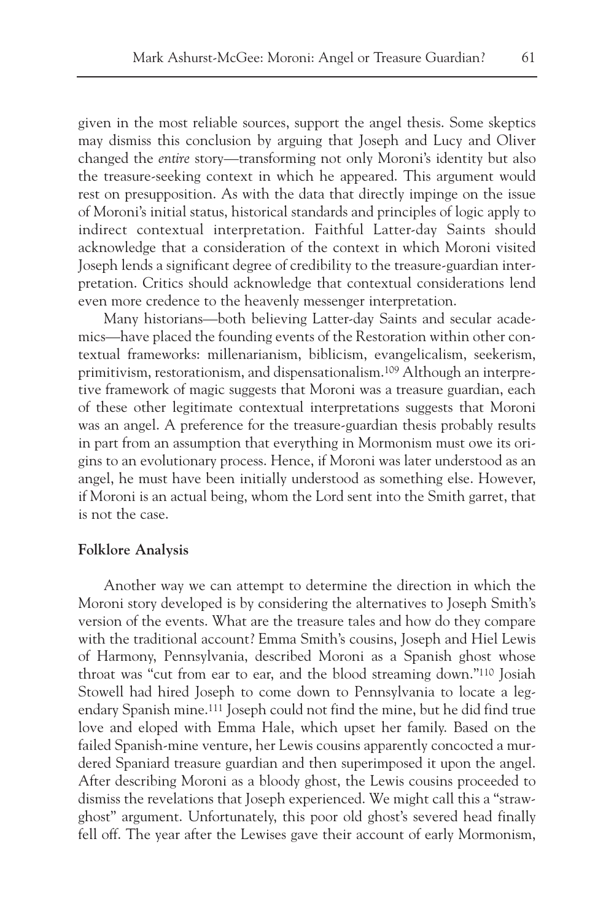given in the most reliable sources, support the angel thesis. Some skeptics may dismiss this conclusion by arguing that Joseph and Lucy and Oliver changed the *entire* story—transforming not only Moroni's identity but also the treasure-seeking context in which he appeared. This argument would rest on presupposition. As with the data that directly impinge on the issue of Moroni's initial status, historical standards and principles of logic apply to indirect contextual interpretation. Faithful Latter-day Saints should acknowledge that a consideration of the context in which Moroni visited Joseph lends a significant degree of credibility to the treasure-guardian interpretation. Critics should acknowledge that contextual considerations lend even more credence to the heavenly messenger interpretation.

Many historians—both believing Latter-day Saints and secular academics—have placed the founding events of the Restoration within other contextual frameworks: millenarianism, biblicism, evangelicalism, seekerism, primitivism, restorationism, and dispensationalism.[109] Although an interpretive framework of magic suggests that Moroni was a treasure guardian, each of these other legitimate contextual interpretations suggests that Moroni was an angel. A preference for the treasure-guardian thesis probably results in part from an assumption that everything in Mormonism must owe its origins to an evolutionary process. Hence, if Moroni was later understood as an angel, he must have been initially understood as something else. However, if Moroni is an actual being, whom the Lord sent into the Smith garret, that is not the case.

**Folklore Analysis**

Another way we can attempt to determine the direction in which the Moroni story developed is by considering the alternatives to Joseph Smith's version of the events. What are the treasure tales and how do they compare with the traditional account? Emma Smith's cousins, Joseph and Hiel Lewis of Harmony, Pennsylvania, described Moroni as a Spanish ghost whose throat was "cut from ear to ear, and the blood streaming down."[110] Josiah Stowell had hired Joseph to come down to Pennsylvania to locate a legendary Spanish mine.[111] Joseph could not find the mine, but he did find true love and eloped with Emma Hale, which upset her family. Based on the failed Spanish-mine venture, her Lewis cousins apparently concocted a murdered Spaniard treasure guardian and then superimposed it upon the angel. After describing Moroni as a bloody ghost, the Lewis cousins proceeded to dismiss the revelations that Joseph experienced. We might call this a "straw-ghost" argument. Unfortunately, this poor old ghost's severed head finally fell off. The year after the Lewises gave their account of early Mormonism,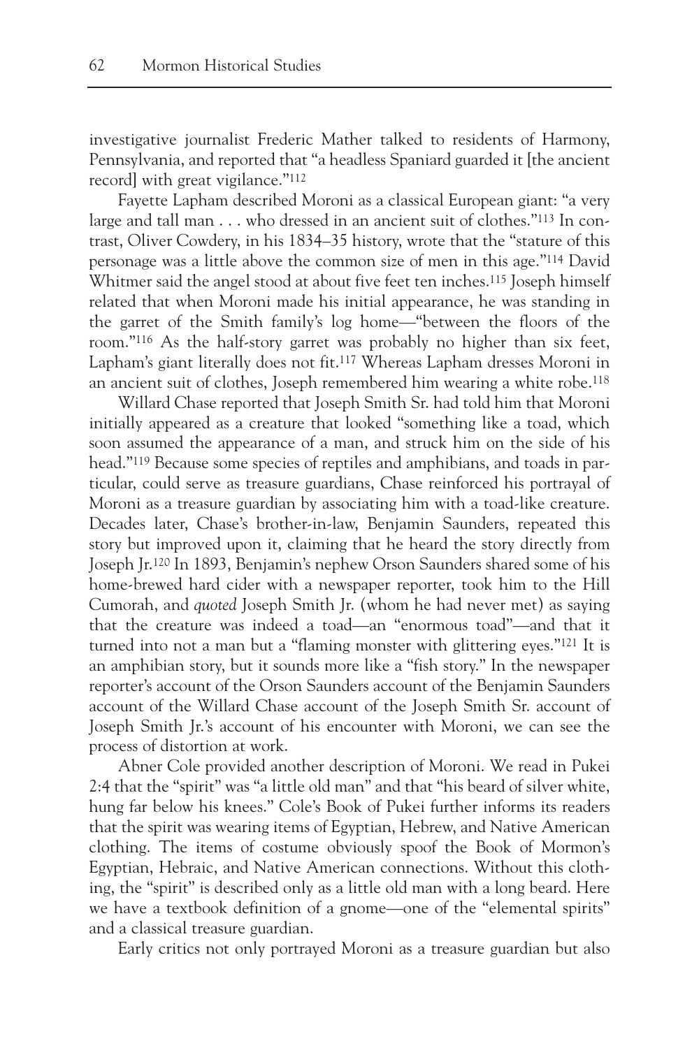investigative journalist Frederic Mather talked to residents of Harmony, Pennsylvania, and reported that "a headless Spaniard guarded it [the ancient record] with great vigilance."[112]

Fayette Lapham described Moroni as a classical European giant: "a very large and tall man . . . who dressed in an ancient suit of clothes."[113] In contrast, Oliver Cowdery, in his 1834–35 history, wrote that the "stature of this personage was a little above the common size of men in this age."[114] David Whitmer said the angel stood at about five feet ten inches.[115] Joseph himself related that when Moroni made his initial appearance, he was standing in the garret of the Smith family's log home—"between the floors of the room."[116] As the half-story garret was probably no higher than six feet, Lapham's giant literally does not fit.[117] Whereas Lapham dresses Moroni in an ancient suit of clothes, Joseph remembered him wearing a white robe.[118]

Willard Chase reported that Joseph Smith Sr. had told him that Moroni initially appeared as a creature that looked "something like a toad, which soon assumed the appearance of a man, and struck him on the side of his head."[119] Because some species of reptiles and amphibians, and toads in particular, could serve as treasure guardians, Chase reinforced his portrayal of Moroni as a treasure guardian by associating him with a toad-like creature. Decades later, Chase's brother-in-law, Benjamin Saunders, repeated this story but improved upon it, claiming that he heard the story directly from Joseph Jr.[120] In 1893, Benjamin's nephew Orson Saunders shared some of his home-brewed hard cider with a newspaper reporter, took him to the Hill Cumorah, and *quoted* Joseph Smith Jr. (whom he had never met) as saying that the creature was indeed a toad—an "enormous toad"—and that it turned into not a man but a "flaming monster with glittering eyes."[121] It is an amphibian story, but it sounds more like a "fish story." In the newspaper reporter's account of the Orson Saunders account of the Benjamin Saunders account of the Willard Chase account of the Joseph Smith Sr. account of Joseph Smith Jr.'s account of his encounter with Moroni, we can see the process of distortion at work.

Abner Cole provided another description of Moroni. We read in Pukei 2:4 that the "spirit" was "a little old man" and that "his beard of silver white, hung far below his knees." Cole's Book of Pukei further informs its readers that the spirit was wearing items of Egyptian, Hebrew, and Native American clothing. The items of costume obviously spoof the Book of Mormon's Egyptian, Hebraic, and Native American connections. Without this clothing, the "spirit" is described only as a little old man with a long beard. Here we have a textbook definition of a gnome—one of the "elemental spirits" and a classical treasure guardian.

Early critics not only portrayed Moroni as a treasure guardian but also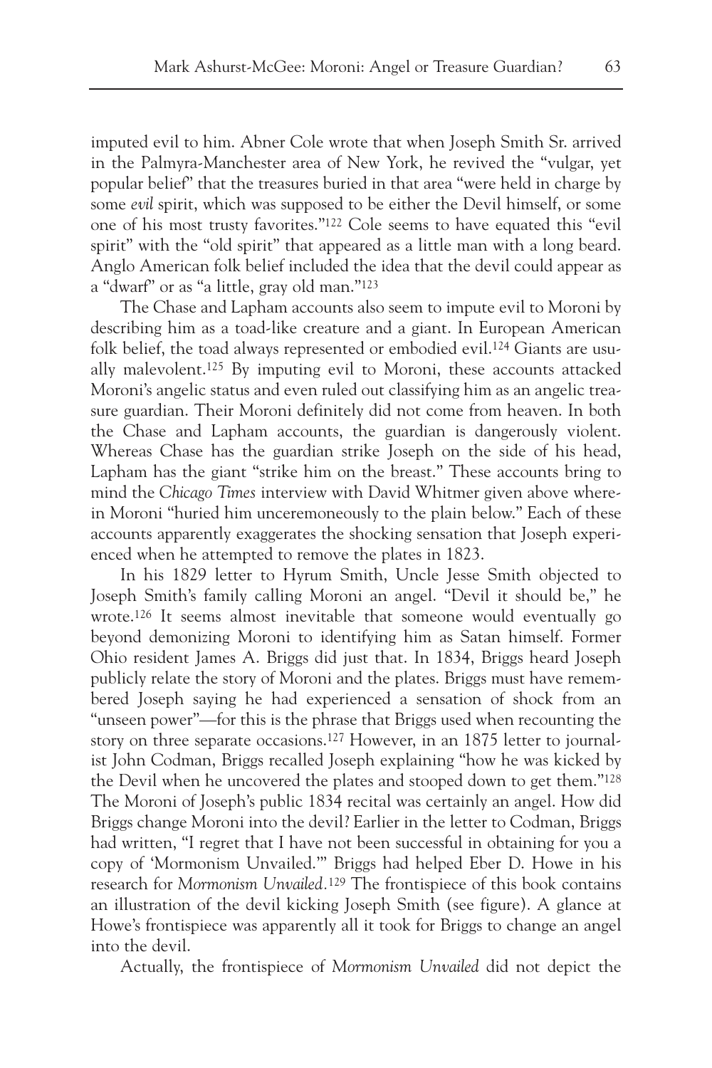imputed evil to him. Abner Cole wrote that when Joseph Smith Sr. arrived in the Palmyra-Manchester area of New York, he revived the "vulgar, yet popular belief" that the treasures buried in that area "were held in charge by some *evil* spirit, which was supposed to be either the Devil himself, or some one of his most trusty favorites."[122] Cole seems to have equated this "evil spirit" with the "old spirit" that appeared as a little man with a long beard. Anglo American folk belief included the idea that the devil could appear as a "dwarf" or as "a little, gray old man."[123]

The Chase and Lapham accounts also seem to impute evil to Moroni by describing him as a toad-like creature and a giant. In European American folk belief, the toad always represented or embodied evil.[124] Giants are usually malevolent.[125] By imputing evil to Moroni, these accounts attacked Moroni's angelic status and even ruled out classifying him as an angelic treasure guardian. Their Moroni definitely did not come from heaven. In both the Chase and Lapham accounts, the guardian is dangerously violent. Whereas Chase has the guardian strike Joseph on the side of his head, Lapham has the giant "strike him on the breast." These accounts bring to mind the *Chicago Times* interview with David Whitmer given above wherein Moroni "huried him unceremoneously to the plain below." Each of these accounts apparently exaggerates the shocking sensation that Joseph experienced when he attempted to remove the plates in 1823.

In his 1829 letter to Hyrum Smith, Uncle Jesse Smith objected to Joseph Smith's family calling Moroni an angel. "Devil it should be," he wrote.[126] It seems almost inevitable that someone would eventually go beyond demonizing Moroni to identifying him as Satan himself. Former Ohio resident James A. Briggs did just that. In 1834, Briggs heard Joseph publicly relate the story of Moroni and the plates. Briggs must have remembered Joseph saying he had experienced a sensation of shock from an "unseen power"—for this is the phrase that Briggs used when recounting the story on three separate occasions.[127] However, in an 1875 letter to journalist John Codman, Briggs recalled Joseph explaining "how he was kicked by the Devil when he uncovered the plates and stooped down to get them."[128] The Moroni of Joseph's public 1834 recital was certainly an angel. How did Briggs change Moroni into the devil? Earlier in the letter to Codman, Briggs had written, "I regret that I have not been successful in obtaining for you a copy of 'Mormonism Unvailed.'" Briggs had helped Eber D. Howe in his research for *Mormonism Unvailed.*[129] The frontispiece of this book contains an illustration of the devil kicking Joseph Smith (see figure). A glance at Howe's frontispiece was apparently all it took for Briggs to change an angel into the devil.

Actually, the frontispiece of *Mormonism Unvailed* did not depict the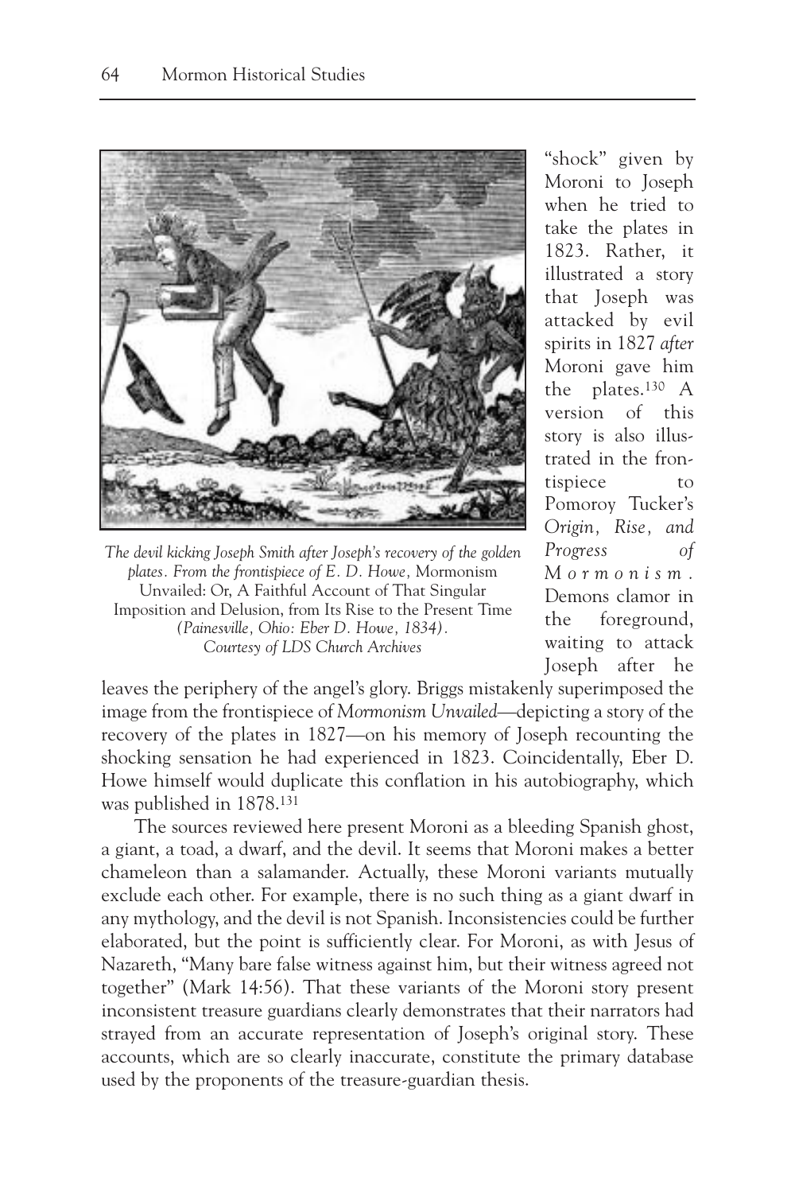The devil kicking Joseph Smith after Joseph's recovery of the golden plates. From the frontispiece of E. D. Howe, *Mormonism Unvailed: Or, A Faithful Account of That Singular Imposition and Delusion, from Its Rise to the Present Time* (Painesville, Ohio: Eber D. Howe, 1834). Courtesy of LDS Church Archives

"shock" given by Moroni to Joseph when he tried to take the plates in 1823. Rather, it illustrated a story that Joseph was attacked by evil spirits in 1827 *after* Moroni gave him the plates.[130] A version of this story is also illustrated in the frontispiece to Pomoroy Tucker's *Origin, Rise, and Progress of Mormonism*. Demons clamor in the foreground, waiting to attack Joseph after he leaves the periphery of the angel's glory. Briggs mistakenly superimposed the image from the frontispiece of *Mormonism Unvailed*—depicting a story of the recovery of the plates in 1827—on his memory of Joseph recounting the shocking sensation he had experienced in 1823. Coincidentally, Eber D. Howe himself would duplicate this conflation in his autobiography, which was published in 1878.[131]

The sources reviewed here present Moroni as a bleeding Spanish ghost, a giant, a toad, a dwarf, and the devil. It seems that Moroni makes a better chameleon than a salamander. Actually, these Moroni variants mutually exclude each other. For example, there is no such thing as a giant dwarf in any mythology, and the devil is not Spanish. Inconsistencies could be further elaborated, but the point is sufficiently clear. For Moroni, as with Jesus of Nazareth, "Many bare false witness against him, but their witness agreed not together" (Mark 14:56). That these variants of the Moroni story present inconsistent treasure guardians clearly demonstrates that their narrators had strayed from an accurate representation of Joseph's original story. These accounts, which are so clearly inaccurate, constitute the primary database used by the proponents of the treasure-guardian thesis.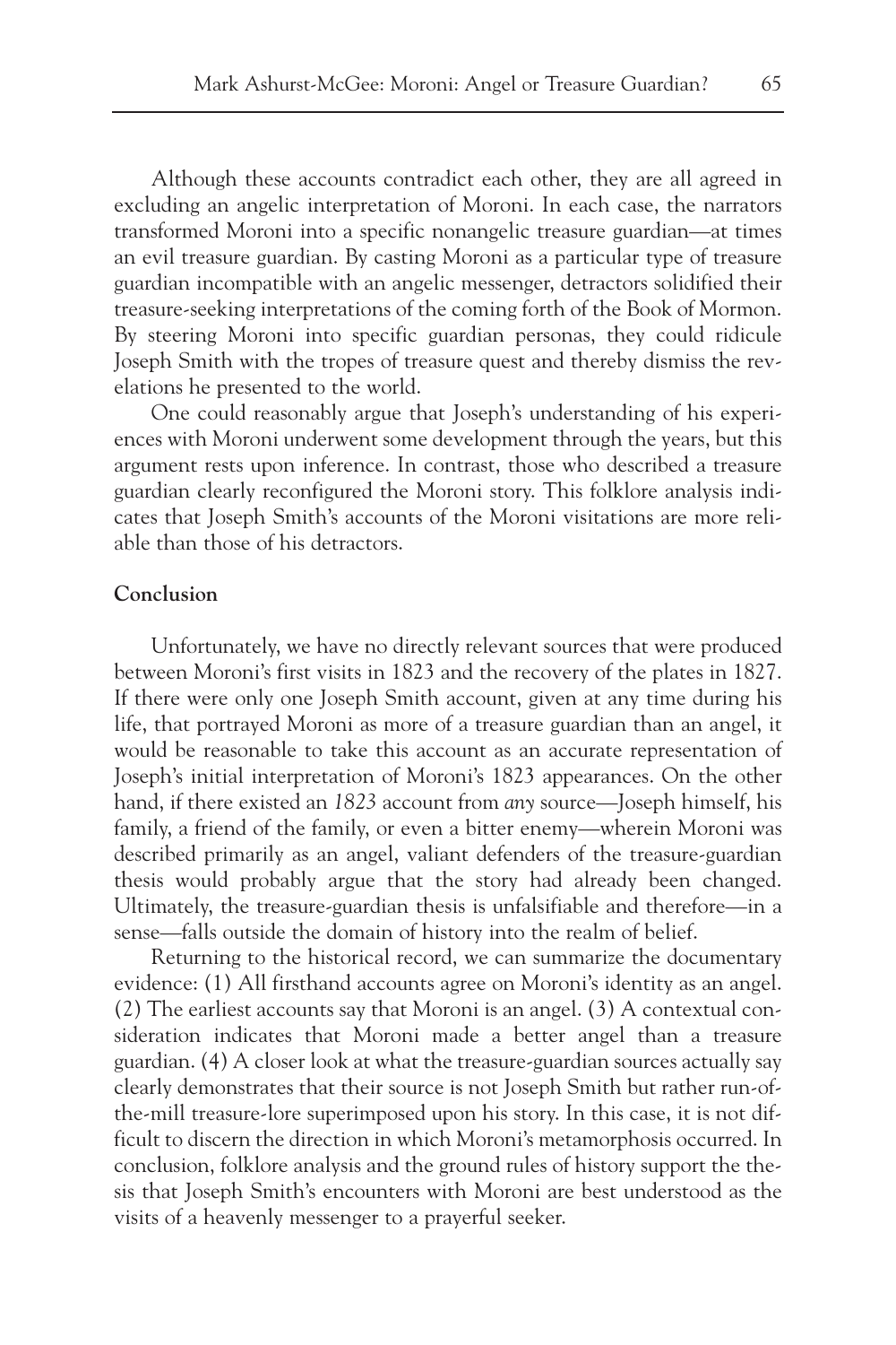Although these accounts contradict each other, they are all agreed in excluding an angelic interpretation of Moroni. In each case, the narrators transformed Moroni into a specific nonangelic treasure guardian—at times an evil treasure guardian. By casting Moroni as a particular type of treasure guardian incompatible with an angelic messenger, detractors solidified their treasure-seeking interpretations of the coming forth of the Book of Mormon. By steering Moroni into specific guardian personas, they could ridicule Joseph Smith with the tropes of treasure quest and thereby dismiss the revelations he presented to the world.

One could reasonably argue that Joseph's understanding of his experiences with Moroni underwent some development through the years, but this argument rests upon inference. In contrast, those who described a treasure guardian clearly reconfigured the Moroni story. This folklore analysis indicates that Joseph Smith's accounts of the Moroni visitations are more reliable than those of his detractors.

## Conclusion

Unfortunately, we have no directly relevant sources that were produced between Moroni's first visits in 1823 and the recovery of the plates in 1827. If there were only one Joseph Smith account, given at any time during his life, that portrayed Moroni as more of a treasure guardian than an angel, it would be reasonable to take this account as an accurate representation of Joseph's initial interpretation of Moroni's 1823 appearances. On the other hand, if there existed an *1823* account from *any* source—Joseph himself, his family, a friend of the family, or even a bitter enemy—wherein Moroni was described primarily as an angel, valiant defenders of the treasure-guardian thesis would probably argue that the story had already been changed. Ultimately, the treasure-guardian thesis is unfalsifiable and therefore—in a sense—falls outside the domain of history into the realm of belief.

Returning to the historical record, we can summarize the documentary evidence: (1) All firsthand accounts agree on Moroni's identity as an angel. (2) The earliest accounts say that Moroni is an angel. (3) A contextual consideration indicates that Moroni made a better angel than a treasure guardian. (4) A closer look at what the treasure-guardian sources actually say clearly demonstrates that their source is not Joseph Smith but rather run-of-the-mill treasure-lore superimposed upon his story. In this case, it is not difficult to discern the direction in which Moroni's metamorphosis occurred. In conclusion, folklore analysis and the ground rules of history support the thesis that Joseph Smith's encounters with Moroni are best understood as the visits of a heavenly messenger to a prayerful seeker.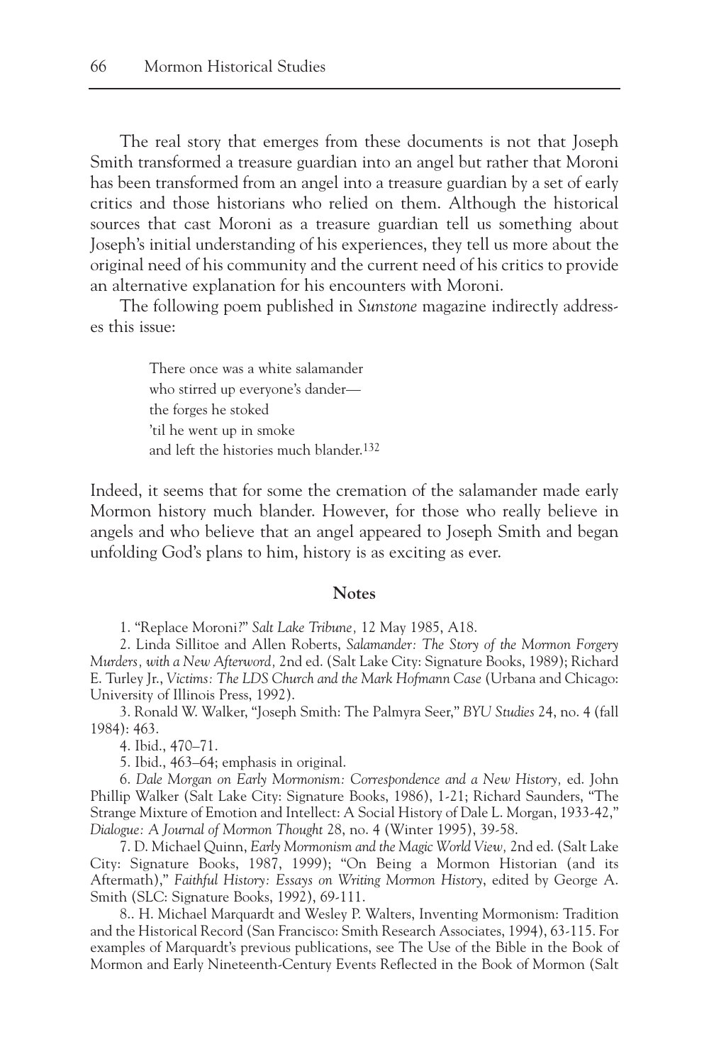The real story that emerges from these documents is not that Joseph Smith transformed a treasure guardian into an angel but rather that Moroni has been transformed from an angel into a treasure guardian by a set of early critics and those historians who relied on them. Although the historical sources that cast Moroni as a treasure guardian tell us something about Joseph's initial understanding of his experiences, they tell us more about the original need of his community and the current need of his critics to provide an alternative explanation for his encounters with Moroni.

The following poem published in *Sunstone* magazine indirectly addresses this issue:

> There once was a white salamander
> who stirred up everyone's dander—
> the forges he stoked
> 'til he went up in smoke
> and left the histories much blander.[132]

Indeed, it seems that for some the cremation of the salamander made early Mormon history much blander. However, for those who really believe in angels and who believe that an angel appeared to Joseph Smith and began unfolding God's plans to him, history is as exciting as ever.

## Notes

1. "Replace Moroni?" *Salt Lake Tribune,* 12 May 1985, A18.

2. Linda Sillitoe and Allen Roberts, *Salamander: The Story of the Mormon Forgery Murders, with a New Afterword,* 2nd ed. (Salt Lake City: Signature Books, 1989); Richard E. Turley Jr., *Victims: The LDS Church and the Mark Hofmann Case* (Urbana and Chicago: University of Illinois Press, 1992).

3. Ronald W. Walker, "Joseph Smith: The Palmyra Seer," *BYU Studies* 24, no. 4 (fall 1984): 463.

4. Ibid., 470–71.

5. Ibid., 463–64; emphasis in original.

6. *Dale Morgan on Early Mormonism: Correspondence and a New History,* ed. John Phillip Walker (Salt Lake City: Signature Books, 1986), 1-21; Richard Saunders, "The Strange Mixture of Emotion and Intellect: A Social History of Dale L. Morgan, 1933-42," *Dialogue: A Journal of Mormon Thought* 28, no. 4 (Winter 1995), 39-58.

7. D. Michael Quinn, *Early Mormonism and the Magic World View,* 2nd ed. (Salt Lake City: Signature Books, 1987, 1999); "On Being a Mormon Historian (and its Aftermath)," *Faithful History: Essays on Writing Mormon History*, edited by George A. Smith (SLC: Signature Books, 1992), 69-111.

8.. H. Michael Marquardt and Wesley P. Walters, Inventing Mormonism: Tradition and the Historical Record (San Francisco: Smith Research Associates, 1994), 63-115. For examples of Marquardt's previous publications, see The Use of the Bible in the Book of Mormon and Early Nineteenth-Century Events Reflected in the Book of Mormon (Salt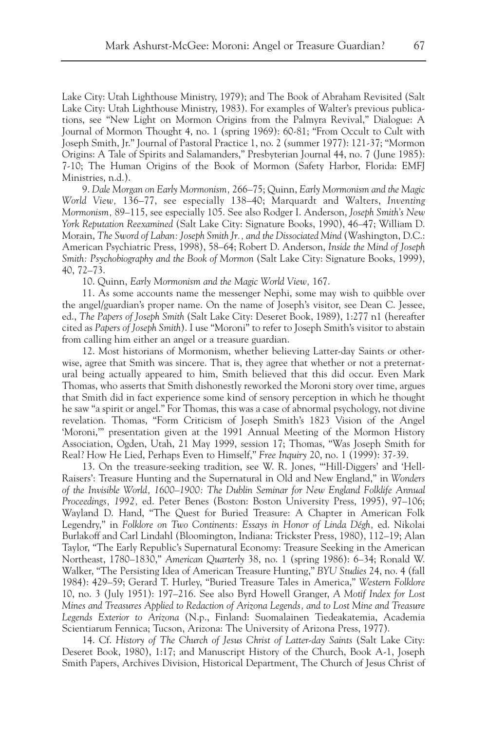Lake City: Utah Lighthouse Ministry, 1979); and The Book of Abraham Revisited (Salt Lake City: Utah Lighthouse Ministry, 1983). For examples of Walter's previous publications, see "New Light on Mormon Origins from the Palmyra Revival," Dialogue: A Journal of Mormon Thought 4, no. 1 (spring 1969): 60-81; "From Occult to Cult with Joseph Smith, Jr." Journal of Pastoral Practice 1, no. 2 (summer 1977): 121-37; "Mormon Origins: A Tale of Spirits and Salamanders," Presbyterian Journal 44, no. 7 (June 1985): 7-10; The Human Origins of the Book of Mormon (Safety Harbor, Florida: EMFJ Ministries, n.d.).

9. *Dale Morgan on Early Mormonism,* 266–75; Quinn, *Early Mormonism and the Magic World View,* 136–77, see especially 138–40; Marquardt and Walters, *Inventing Mormonism,* 89–115, see especially 105. See also Rodger I. Anderson, *Joseph Smith's New York Reputation Reexamined* (Salt Lake City: Signature Books, 1990), 46–47; William D. Morain, *The Sword of Laban: Joseph Smith Jr., and the Dissociated Mind* (Washington, D.C.: American Psychiatric Press, 1998), 58–64; Robert D. Anderson, *Inside the Mind of Joseph Smith: Psychobiography and the Book of Mormon* (Salt Lake City: Signature Books, 1999), 40, 72–73.

10. Quinn, *Early Mormonism and the Magic World View,* 167.

11. As some accounts name the messenger Nephi, some may wish to quibble over the angel/guardian's proper name. On the name of Joseph's visitor, see Dean C. Jessee, ed., *The Papers of Joseph Smith* (Salt Lake City: Deseret Book, 1989), 1:277 n1 (hereafter cited as *Papers of Joseph Smith*). I use "Moroni" to refer to Joseph Smith's visitor to abstain from calling him either an angel or a treasure guardian.

12. Most historians of Mormonism, whether believing Latter-day Saints or otherwise, agree that Smith was sincere. That is, they agree that whether or not a preternatural being actually appeared to him, Smith believed that this did occur. Even Mark Thomas, who asserts that Smith dishonestly reworked the Moroni story over time, argues that Smith did in fact experience some kind of sensory perception in which he thought he saw "a spirit or angel." For Thomas, this was a case of abnormal psychology, not divine revelation. Thomas, "Form Criticism of Joseph Smith's 1823 Vision of the Angel 'Moroni,'" presentation given at the 1991 Annual Meeting of the Mormon History Association, Ogden, Utah, 21 May 1999, session 17; Thomas, "Was Joseph Smith for Real? How He Lied, Perhaps Even to Himself," *Free Inquiry* 20, no. 1 (1999): 37-39.

13. On the treasure-seeking tradition, see W. R. Jones, "'Hill-Diggers' and 'Hell-Raisers': Treasure Hunting and the Supernatural in Old and New England," in *Wonders of the Invisible World, 1600–1900: The Dublin Seminar for New England Folklife Annual Proceedings, 1992,* ed. Peter Benes (Boston: Boston University Press, 1995), 97–106; Wayland D. Hand, "The Quest for Buried Treasure: A Chapter in American Folk Legendry," in *Folklore on Two Continents: Essays in Honor of Linda Dégh,* ed. Nikolai Burlakoff and Carl Lindahl (Bloomington, Indiana: Trickster Press, 1980), 112–19; Alan Taylor, "The Early Republic's Supernatural Economy: Treasure Seeking in the American Northeast, 1780–1830," *American Quarterly* 38, no. 1 (spring 1986): 6–34; Ronald W. Walker, "The Persisting Idea of American Treasure Hunting," *BYU Studies* 24, no. 4 (fall 1984): 429–59; Gerard T. Hurley, "Buried Treasure Tales in America," *Western Folklore* 10, no. 3 (July 1951): 197–216. See also Byrd Howell Granger, *A Motif Index for Lost Mines and Treasures Applied to Redaction of Arizona Legends, and to Lost Mine and Treasure Legends Exterior to Arizona* (N.p., Finland: Suomalainen Tiedeakatemia, Academia Scientiarum Fennica; Tucson, Arizona: The University of Arizona Press, 1977).

14. Cf. *History of The Church of Jesus Christ of Latter-day Saints* (Salt Lake City: Deseret Book, 1980), 1:17; and Manuscript History of the Church, Book A-1, Joseph Smith Papers, Archives Division, Historical Department, The Church of Jesus Christ of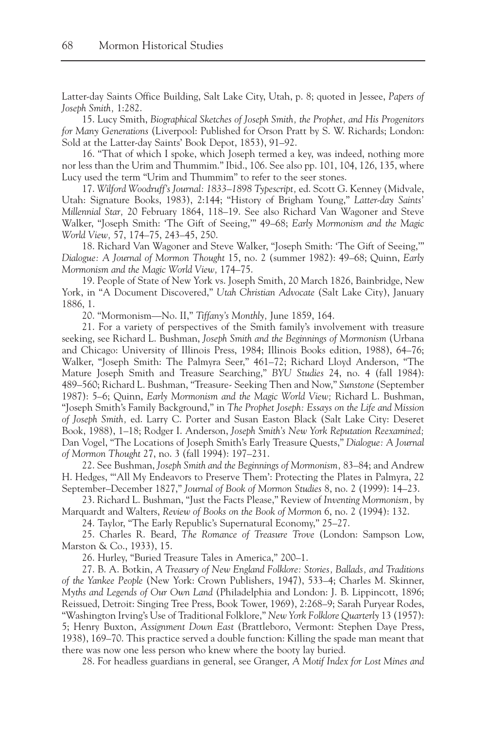Latter-day Saints Office Building, Salt Lake City, Utah, p. 8; quoted in Jessee, *Papers of Joseph Smith,* 1:282.

15. Lucy Smith, *Biographical Sketches of Joseph Smith, the Prophet, and His Progenitors for Many Generations* (Liverpool: Published for Orson Pratt by S. W. Richards; London: Sold at the Latter-day Saints' Book Depot, 1853), 91–92.

16. "That of which I spoke, which Joseph termed a key, was indeed, nothing more nor less than the Urim and Thummim." Ibid., 106. See also pp. 101, 104, 126, 135, where Lucy used the term "Urim and Thummim" to refer to the seer stones.

17. *Wilford Woodruff's Journal: 1833–1898 Typescript,* ed. Scott G. Kenney (Midvale, Utah: Signature Books, 1983), 2:144; "History of Brigham Young," *Latter-day Saints' Millennial Star,* 20 February 1864, 118–19. See also Richard Van Wagoner and Steve Walker, "Joseph Smith: 'The Gift of Seeing,'" 49–68; *Early Mormonism and the Magic World View,* 57, 174–75, 243–45, 250.

18. Richard Van Wagoner and Steve Walker, "Joseph Smith: 'The Gift of Seeing,'" *Dialogue: A Journal of Mormon Thought* 15, no. 2 (summer 1982): 49–68; Quinn, *Early Mormonism and the Magic World View,* 174–75.

19. People of State of New York vs. Joseph Smith, 20 March 1826, Bainbridge, New York, in "A Document Discovered," *Utah Christian Advocate* (Salt Lake City), January 1886, 1.

20. "Mormonism—No. II," *Tiffany's Monthly,* June 1859, 164.

21. For a variety of perspectives of the Smith family's involvement with treasure seeking, see Richard L. Bushman, *Joseph Smith and the Beginnings of Mormonism* (Urbana and Chicago: University of Illinois Press, 1984; Illinois Books edition, 1988), 64–76; Walker, "Joseph Smith: The Palmyra Seer," 461–72; Richard Lloyd Anderson, "The Mature Joseph Smith and Treasure Searching," *BYU Studies* 24, no. 4 (fall 1984): 489–560; Richard L. Bushman, "Treasure- Seeking Then and Now," *Sunstone* (September 1987): 5–6; Quinn, *Early Mormonism and the Magic World View;* Richard L. Bushman, "Joseph Smith's Family Background," in *The Prophet Joseph: Essays on the Life and Mission of Joseph Smith,* ed. Larry C. Porter and Susan Easton Black (Salt Lake City: Deseret Book, 1988), 1–18; Rodger I. Anderson, *Joseph Smith's New York Reputation Reexamined;* Dan Vogel, "The Locations of Joseph Smith's Early Treasure Quests," *Dialogue: A Journal of Mormon Thought* 27, no. 3 (fall 1994): 197–231.

22. See Bushman, *Joseph Smith and the Beginnings of Mormonism,* 83–84; and Andrew H. Hedges, "'All My Endeavors to Preserve Them': Protecting the Plates in Palmyra, 22 September–December 1827," *Journal of Book of Mormon Studies* 8, no. 2 (1999): 14–23.

23. Richard L. Bushman, "Just the Facts Please," Review of *Inventing Mormonism,* by Marquardt and Walters, *Review of Books on the Book of Mormon* 6, no. 2 (1994): 132.

24. Taylor, "The Early Republic's Supernatural Economy," 25–27.

25. Charles R. Beard, *The Romance of Treasure Trove* (London: Sampson Low, Marston & Co., 1933), 15.

26. Hurley, "Buried Treasure Tales in America," 200–1.

27. B. A. Botkin, *A Treasury of New England Folklore: Stories, Ballads, and Traditions of the Yankee People* (New York: Crown Publishers, 1947), 533–4; Charles M. Skinner, *Myths and Legends of Our Own Land* (Philadelphia and London: J. B. Lippincott, 1896; Reissued, Detroit: Singing Tree Press, Book Tower, 1969), 2:268–9; Sarah Puryear Rodes, "Washington Irving's Use of Traditional Folklore," *New York Folklore Quarterly* 13 (1957): 5; Henry Buxton, *Assignment Down East* (Brattleboro, Vermont: Stephen Daye Press, 1938), 169–70. This practice served a double function: Killing the spade man meant that there was now one less person who knew where the booty lay buried.

28. For headless guardians in general, see Granger, *A Motif Index for Lost Mines and*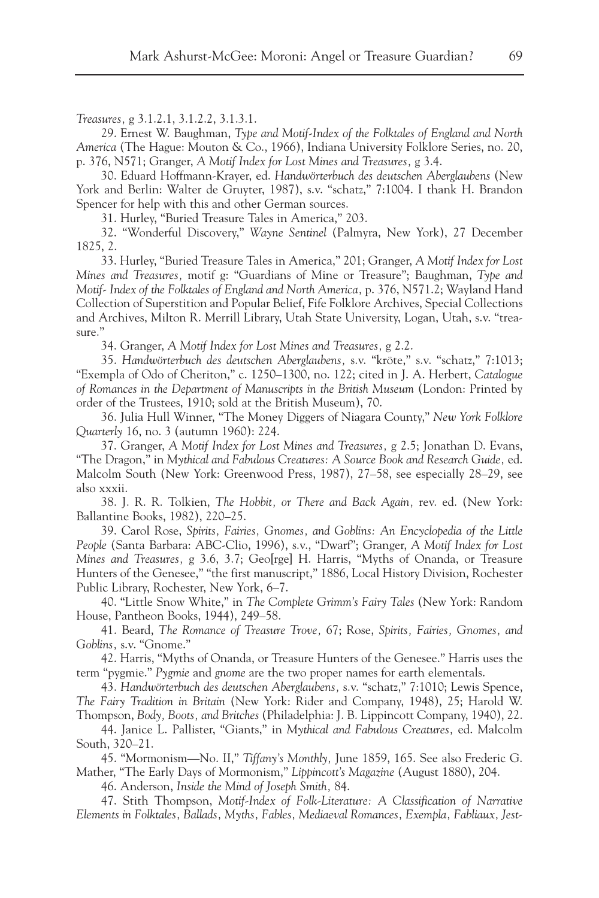*Treasures,* g 3.1.2.1, 3.1.2.2, 3.1.3.1.

29. Ernest W. Baughman, *Type and Motif-Index of the Folktales of England and North America* (The Hague: Mouton & Co., 1966), Indiana University Folklore Series, no. 20, p. 376, N571; Granger, *A Motif Index for Lost Mines and Treasures,* g 3.4.

30. Eduard Hoffmann-Krayer, ed. *Handwörterbuch des deutschen Aberglaubens* (New York and Berlin: Walter de Gruyter, 1987), s.v. "schatz," 7:1004. I thank H. Brandon Spencer for help with this and other German sources.

31. Hurley, "Buried Treasure Tales in America," 203.

32. "Wonderful Discovery," *Wayne Sentinel* (Palmyra, New York), 27 December 1825, 2.

33. Hurley, "Buried Treasure Tales in America," 201; Granger, *A Motif Index for Lost Mines and Treasures,* motif g: "Guardians of Mine or Treasure"; Baughman, *Type and Motif- Index of the Folktales of England and North America,* p. 376, N571.2; Wayland Hand Collection of Superstition and Popular Belief, Fife Folklore Archives, Special Collections and Archives, Milton R. Merrill Library, Utah State University, Logan, Utah, s.v. "treasure."

34. Granger, *A Motif Index for Lost Mines and Treasures,* g 2.2.

35. *Handwörterbuch des deutschen Aberglaubens,* s.v. "kröte," s.v. "schatz," 7:1013; "Exempla of Odo of Cheriton," c. 1250–1300, no. 122; cited in J. A. Herbert, *Catalogue of Romances in the Department of Manuscripts in the British Museum* (London: Printed by order of the Trustees, 1910; sold at the British Museum), 70.

36. Julia Hull Winner, "The Money Diggers of Niagara County," *New York Folklore Quarterly* 16, no. 3 (autumn 1960): 224.

37. Granger, *A Motif Index for Lost Mines and Treasures,* g 2.5; Jonathan D. Evans, "The Dragon," in *Mythical and Fabulous Creatures: A Source Book and Research Guide,* ed. Malcolm South (New York: Greenwood Press, 1987), 27–58, see especially 28–29, see also xxxii.

38. J. R. R. Tolkien, *The Hobbit, or There and Back Again,* rev. ed. (New York: Ballantine Books, 1982), 220–25.

39. Carol Rose, *Spirits, Fairies, Gnomes, and Goblins: An Encyclopedia of the Little People* (Santa Barbara: ABC-Clio, 1996), s.v., "Dwarf"; Granger, *A Motif Index for Lost Mines and Treasures,* g 3.6, 3.7; Geo[rge] H. Harris, "Myths of Onanda, or Treasure Hunters of the Genesee," "the first manuscript," 1886, Local History Division, Rochester Public Library, Rochester, New York, 6–7.

40. "Little Snow White," in *The Complete Grimm's Fairy Tales* (New York: Random House, Pantheon Books, 1944), 249–58.

41. Beard, *The Romance of Treasure Trove,* 67; Rose, *Spirits, Fairies, Gnomes, and Goblins,* s.v. "Gnome."

42. Harris, "Myths of Onanda, or Treasure Hunters of the Genesee." Harris uses the term "pygmie." *Pygmie* and *gnome* are the two proper names for earth elementals.

43. *Handwörterbuch des deutschen Aberglaubens,* s.v. "schatz," 7:1010; Lewis Spence, *The Fairy Tradition in Britain* (New York: Rider and Company, 1948), 25; Harold W. Thompson, *Body, Boots, and Britches* (Philadelphia: J. B. Lippincott Company, 1940), 22.

44. Janice L. Pallister, "Giants," in *Mythical and Fabulous Creatures,* ed. Malcolm South, 320–21.

45. "Mormonism—No. II," *Tiffany's Monthly,* June 1859, 165. See also Frederic G. Mather, "The Early Days of Mormonism," *Lippincott's Magazine* (August 1880), 204.

46. Anderson, *Inside the Mind of Joseph Smith,* 84.

47. Stith Thompson, *Motif-Index of Folk-Literature: A Classification of Narrative Elements in Folktales, Ballads, Myths, Fables, Mediaeval Romances, Exempla, Fabliaux, Jest-*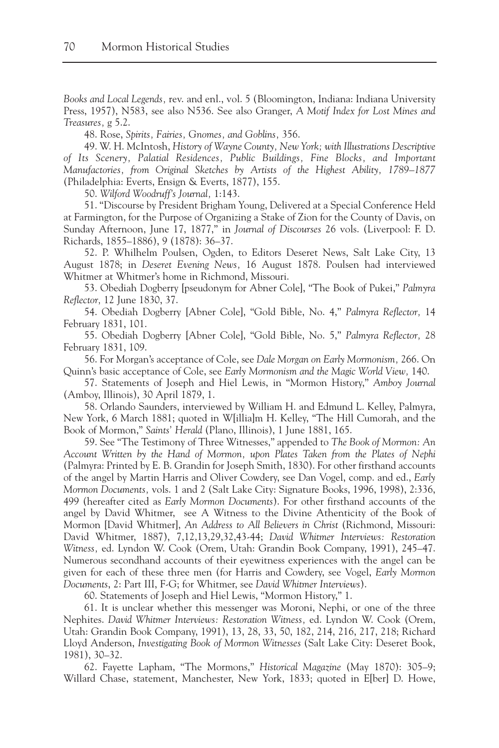*Books and Local Legends,* rev. and enl., vol. 5 (Bloomington, Indiana: Indiana University Press, 1957), N583, see also N536. See also Granger, *A Motif Index for Lost Mines and Treasures,* g 5.2.

48. Rose, *Spirits, Fairies, Gnomes, and Goblins,* 356.

49. W. H. McIntosh, *History of Wayne County, New York; with Illustrations Descriptive of Its Scenery, Palatial Residences, Public Buildings, Fine Blocks, and Important Manufactories, from Original Sketches by Artists of the Highest Ability, 1789–1877* (Philadelphia: Everts, Ensign & Everts, 1877), 155.

50. *Wilford Woodruff's Journal,* 1:143.

51. "Discourse by President Brigham Young, Delivered at a Special Conference Held at Farmington, for the Purpose of Organizing a Stake of Zion for the County of Davis, on Sunday Afternoon, June 17, 1877," in *Journal of Discourses* 26 vols. (Liverpool: F. D. Richards, 1855–1886), 9 (1878): 36–37.

52. P. Whilhelm Poulsen, Ogden, to Editors Deseret News, Salt Lake City, 13 August 1878; in *Deseret Evening News,* 16 August 1878. Poulsen had interviewed Whitmer at Whitmer's home in Richmond, Missouri.

53. Obediah Dogberry [pseudonym for Abner Cole], "The Book of Pukei," *Palmyra Reflector,* 12 June 1830, 37.

54. Obediah Dogberry [Abner Cole], "Gold Bible, No. 4," *Palmyra Reflector,* 14 February 1831, 101.

55. Obediah Dogberry [Abner Cole], "Gold Bible, No. 5," *Palmyra Reflector,* 28 February 1831, 109.

56. For Morgan's acceptance of Cole, see *Dale Morgan on Early Mormonism,* 266. On Quinn's basic acceptance of Cole, see *Early Mormonism and the Magic World View,* 140.

57. Statements of Joseph and Hiel Lewis, in "Mormon History," *Amboy Journal* (Amboy, Illinois), 30 April 1879, 1.

58. Orlando Saunders, interviewed by William H. and Edmund L. Kelley, Palmyra, New York, 6 March 1881; quoted in W[illia]m H. Kelley, "The Hill Cumorah, and the Book of Mormon," *Saints' Herald* (Plano, Illinois), 1 June 1881, 165.

59. See "The Testimony of Three Witnesses," appended to *The Book of Mormon: An Account Written by the Hand of Mormon, upon Plates Taken from the Plates of Nephi* (Palmyra: Printed by E. B. Grandin for Joseph Smith, 1830). For other firsthand accounts of the angel by Martin Harris and Oliver Cowdery, see Dan Vogel, comp. and ed., *Early Mormon Documents,* vols. 1 and 2 (Salt Lake City: Signature Books, 1996, 1998), 2:336, 499 (hereafter cited as *Early Mormon Documents*). For other firsthand accounts of the angel by David Whitmer, see A Witness to the Divine Athenticity of the Book of Mormon [David Whitmer], *An Address to All Believers in Christ* (Richmond, Missouri: David Whitmer, 1887), 7,12,13,29,32,43-44; *David Whitmer Interviews: Restoration Witness,* ed. Lyndon W. Cook (Orem, Utah: Grandin Book Company, 1991), 245–47. Numerous secondhand accounts of their eyewitness experiences with the angel can be given for each of these three men (for Harris and Cowdery, see Vogel, *Early Mormon Documents*, 2: Part III, F-G; for Whitmer, see *David Whitmer Interviews*).

60. Statements of Joseph and Hiel Lewis, "Mormon History," 1.

61. It is unclear whether this messenger was Moroni, Nephi, or one of the three Nephites. *David Whitmer Interviews: Restoration Witness,* ed. Lyndon W. Cook (Orem, Utah: Grandin Book Company, 1991), 13, 28, 33, 50, 182, 214, 216, 217, 218; Richard Lloyd Anderson, *Investigating Book of Mormon Witnesses* (Salt Lake City: Deseret Book, 1981), 30–32.

62. Fayette Lapham, "The Mormons," *Historical Magazine* (May 1870): 305–9; Willard Chase, statement, Manchester, New York, 1833; quoted in E[ber] D. Howe,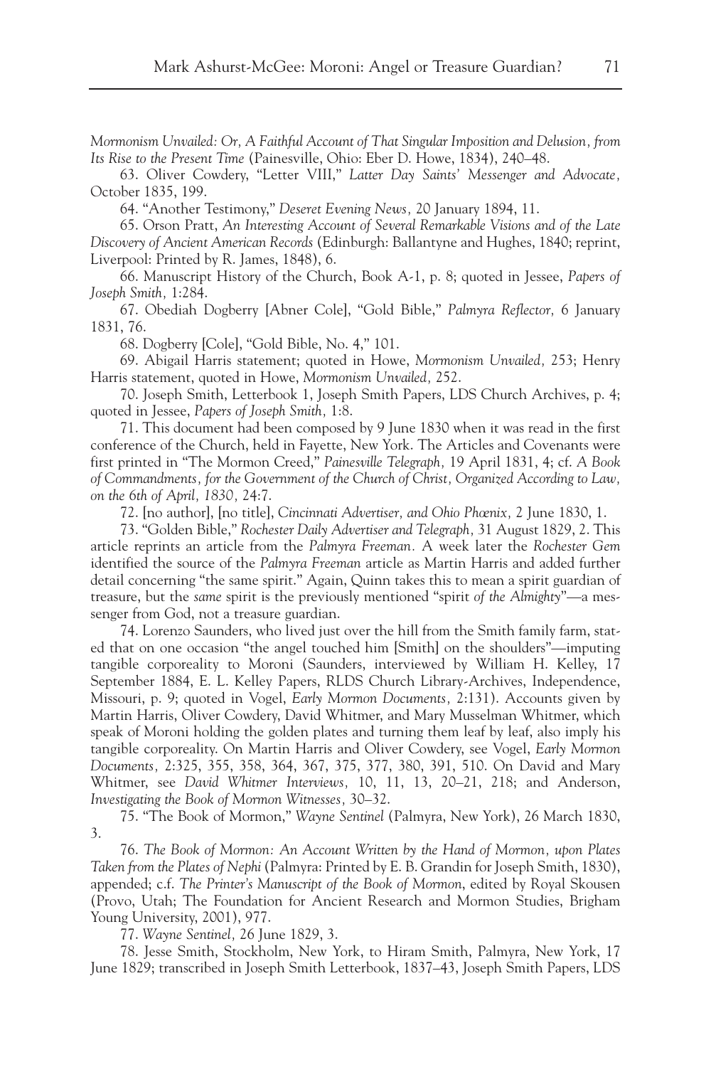*Mormonism Unvailed: Or, A Faithful Account of That Singular Imposition and Delusion, from Its Rise to the Present Time* (Painesville, Ohio: Eber D. Howe, 1834), 240–48.

63. Oliver Cowdery, "Letter VIII," *Latter Day Saints' Messenger and Advocate,* October 1835, 199.

64. "Another Testimony," *Deseret Evening News,* 20 January 1894, 11.

65. Orson Pratt, *An Interesting Account of Several Remarkable Visions and of the Late Discovery of Ancient American Records* (Edinburgh: Ballantyne and Hughes, 1840; reprint, Liverpool: Printed by R. James, 1848), 6.

66. Manuscript History of the Church, Book A-1, p. 8; quoted in Jessee, *Papers of Joseph Smith,* 1:284.

67. Obediah Dogberry [Abner Cole], "Gold Bible," *Palmyra Reflector,* 6 January 1831, 76.

68. Dogberry [Cole], "Gold Bible, No. 4," 101.

69. Abigail Harris statement; quoted in Howe, *Mormonism Unvailed,* 253; Henry Harris statement, quoted in Howe, *Mormonism Unvailed,* 252.

70. Joseph Smith, Letterbook 1, Joseph Smith Papers, LDS Church Archives, p. 4; quoted in Jessee, *Papers of Joseph Smith,* 1:8.

71. This document had been composed by 9 June 1830 when it was read in the first conference of the Church, held in Fayette, New York. The Articles and Covenants were first printed in "The Mormon Creed," *Painesville Telegraph,* 19 April 1831, 4; cf. *A Book of Commandments, for the Government of the Church of Christ, Organized According to Law, on the 6th of April, 1830,* 24:7.

72. [no author], [no title], *Cincinnati Advertiser, and Ohio Phœnix,* 2 June 1830, 1.

73. "Golden Bible," *Rochester Daily Advertiser and Telegraph,* 31 August 1829, 2. This article reprints an article from the *Palmyra Freeman.* A week later the *Rochester Gem* identified the source of the *Palmyra Freeman* article as Martin Harris and added further detail concerning "the same spirit." Again, Quinn takes this to mean a spirit guardian of treasure, but the *same* spirit is the previously mentioned "spirit *of the Almighty*"—a messenger from God, not a treasure guardian.

74. Lorenzo Saunders, who lived just over the hill from the Smith family farm, stated that on one occasion "the angel touched him [Smith] on the shoulders"—imputing tangible corporeality to Moroni (Saunders, interviewed by William H. Kelley, 17 September 1884, E. L. Kelley Papers, RLDS Church Library-Archives, Independence, Missouri, p. 9; quoted in Vogel, *Early Mormon Documents,* 2:131). Accounts given by Martin Harris, Oliver Cowdery, David Whitmer, and Mary Musselman Whitmer, which speak of Moroni holding the golden plates and turning them leaf by leaf, also imply his tangible corporeality. On Martin Harris and Oliver Cowdery, see Vogel, *Early Mormon Documents,* 2:325, 355, 358, 364, 367, 375, 377, 380, 391, 510. On David and Mary Whitmer, see *David Whitmer Interviews,* 10, 11, 13, 20–21, 218; and Anderson, *Investigating the Book of Mormon Witnesses,* 30–32.

75. "The Book of Mormon," *Wayne Sentinel* (Palmyra, New York), 26 March 1830, 3.

76. *The Book of Mormon: An Account Written by the Hand of Mormon, upon Plates Taken from the Plates of Nephi* (Palmyra: Printed by E. B. Grandin for Joseph Smith, 1830), appended; c.f. *The Printer's Manuscript of the Book of Mormon*, edited by Royal Skousen (Provo, Utah; The Foundation for Ancient Research and Mormon Studies, Brigham Young University, 2001), 977.

77. *Wayne Sentinel,* 26 June 1829, 3.

78. Jesse Smith, Stockholm, New York, to Hiram Smith, Palmyra, New York, 17 June 1829; transcribed in Joseph Smith Letterbook, 1837–43, Joseph Smith Papers, LDS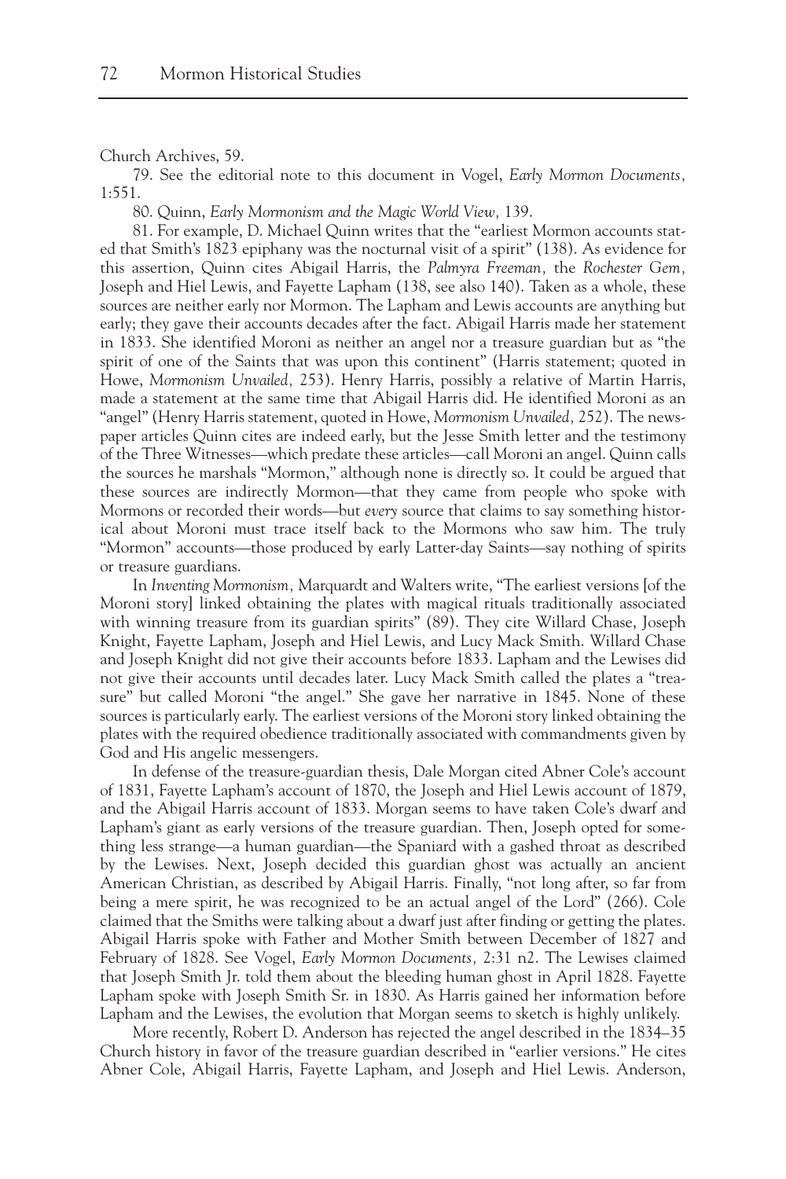Church Archives, 59.

79. See the editorial note to this document in Vogel, *Early Mormon Documents,* 1:551.

80. Quinn, *Early Mormonism and the Magic World View,* 139.

81. For example, D. Michael Quinn writes that the "earliest Mormon accounts stated that Smith's 1823 epiphany was the nocturnal visit of a spirit" (138). As evidence for this assertion, Quinn cites Abigail Harris, the *Palmyra Freeman,* the *Rochester Gem,* Joseph and Hiel Lewis, and Fayette Lapham (138, see also 140). Taken as a whole, these sources are neither early nor Mormon. The Lapham and Lewis accounts are anything but early; they gave their accounts decades after the fact. Abigail Harris made her statement in 1833. She identified Moroni as neither an angel nor a treasure guardian but as "the spirit of one of the Saints that was upon this continent" (Harris statement; quoted in Howe, *Mormonism Unvailed,* 253). Henry Harris, possibly a relative of Martin Harris, made a statement at the same time that Abigail Harris did. He identified Moroni as an "angel" (Henry Harris statement, quoted in Howe, *Mormonism Unvailed,* 252). The newspaper articles Quinn cites are indeed early, but the Jesse Smith letter and the testimony of the Three Witnesses—which predate these articles—call Moroni an angel. Quinn calls the sources he marshals "Mormon," although none is directly so. It could be argued that these sources are indirectly Mormon—that they came from people who spoke with Mormons or recorded their words—but *every* source that claims to say something historical about Moroni must trace itself back to the Mormons who saw him. The truly "Mormon" accounts—those produced by early Latter-day Saints—say nothing of spirits or treasure guardians.

In *Inventing Mormonism,* Marquardt and Walters write, "The earliest versions [of the Moroni story] linked obtaining the plates with magical rituals traditionally associated with winning treasure from its guardian spirits" (89). They cite Willard Chase, Joseph Knight, Fayette Lapham, Joseph and Hiel Lewis, and Lucy Mack Smith. Willard Chase and Joseph Knight did not give their accounts before 1833. Lapham and the Lewises did not give their accounts until decades later. Lucy Mack Smith called the plates a "treasure" but called Moroni "the angel." She gave her narrative in 1845. None of these sources is particularly early. The earliest versions of the Moroni story linked obtaining the plates with the required obedience traditionally associated with commandments given by God and His angelic messengers.

In defense of the treasure-guardian thesis, Dale Morgan cited Abner Cole's account of 1831, Fayette Lapham's account of 1870, the Joseph and Hiel Lewis account of 1879, and the Abigail Harris account of 1833. Morgan seems to have taken Cole's dwarf and Lapham's giant as early versions of the treasure guardian. Then, Joseph opted for something less strange—a human guardian—the Spaniard with a gashed throat as described by the Lewises. Next, Joseph decided this guardian ghost was actually an ancient American Christian, as described by Abigail Harris. Finally, "not long after, so far from being a mere spirit, he was recognized to be an actual angel of the Lord" (266). Cole claimed that the Smiths were talking about a dwarf just after finding or getting the plates. Abigail Harris spoke with Father and Mother Smith between December of 1827 and February of 1828. See Vogel, *Early Mormon Documents,* 2:31 n2. The Lewises claimed that Joseph Smith Jr. told them about the bleeding human ghost in April 1828. Fayette Lapham spoke with Joseph Smith Sr. in 1830. As Harris gained her information before Lapham and the Lewises, the evolution that Morgan seems to sketch is highly unlikely.

More recently, Robert D. Anderson has rejected the angel described in the 1834–35 Church history in favor of the treasure guardian described in "earlier versions." He cites Abner Cole, Abigail Harris, Fayette Lapham, and Joseph and Hiel Lewis. Anderson,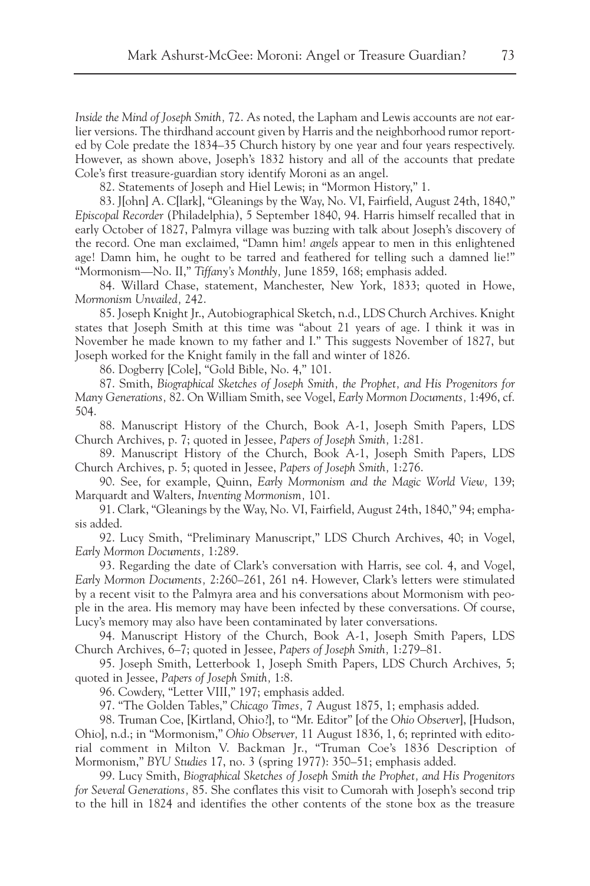*Inside the Mind of Joseph Smith,* 72. As noted, the Lapham and Lewis accounts are *not* earlier versions. The thirdhand account given by Harris and the neighborhood rumor reported by Cole predate the 1834–35 Church history by one year and four years respectively. However, as shown above, Joseph's 1832 history and all of the accounts that predate Cole's first treasure-guardian story identify Moroni as an angel.

82. Statements of Joseph and Hiel Lewis; in "Mormon History," 1.

83. J[ohn] A. C[lark], "Gleanings by the Way, No. VI, Fairfield, August 24th, 1840," *Episcopal Recorder* (Philadelphia), 5 September 1840, 94. Harris himself recalled that in early October of 1827, Palmyra village was buzzing with talk about Joseph's discovery of the record. One man exclaimed, "Damn him! *angels* appear to men in this enlightened age! Damn him, he ought to be tarred and feathered for telling such a damned lie!" "Mormonism—No. II," *Tiffany's Monthly,* June 1859, 168; emphasis added.

84. Willard Chase, statement, Manchester, New York, 1833; quoted in Howe, *Mormonism Unvailed,* 242.

85. Joseph Knight Jr., Autobiographical Sketch, n.d., LDS Church Archives. Knight states that Joseph Smith at this time was "about 21 years of age. I think it was in November he made known to my father and I." This suggests November of 1827, but Joseph worked for the Knight family in the fall and winter of 1826.

86. Dogberry [Cole], "Gold Bible, No. 4," 101.

87. Smith, *Biographical Sketches of Joseph Smith, the Prophet, and His Progenitors for Many Generations,* 82. On William Smith, see Vogel, *Early Mormon Documents,* 1:496, cf. 504.

88. Manuscript History of the Church, Book A-1, Joseph Smith Papers, LDS Church Archives, p. 7; quoted in Jessee, *Papers of Joseph Smith,* 1:281.

89. Manuscript History of the Church, Book A-1, Joseph Smith Papers, LDS Church Archives, p. 5; quoted in Jessee, *Papers of Joseph Smith,* 1:276.

90. See, for example, Quinn, *Early Mormonism and the Magic World View,* 139; Marquardt and Walters, *Inventing Mormonism,* 101.

91. Clark, "Gleanings by the Way, No. VI, Fairfield, August 24th, 1840," 94; emphasis added.

92. Lucy Smith, "Preliminary Manuscript," LDS Church Archives, 40; in Vogel, *Early Mormon Documents,* 1:289.

93. Regarding the date of Clark's conversation with Harris, see col. 4, and Vogel, *Early Mormon Documents,* 2:260–261, 261 n4. However, Clark's letters were stimulated by a recent visit to the Palmyra area and his conversations about Mormonism with people in the area. His memory may have been infected by these conversations. Of course, Lucy's memory may also have been contaminated by later conversations.

94. Manuscript History of the Church, Book A-1, Joseph Smith Papers, LDS Church Archives, 6–7; quoted in Jessee, *Papers of Joseph Smith,* 1:279–81.

95. Joseph Smith, Letterbook 1, Joseph Smith Papers, LDS Church Archives, 5; quoted in Jessee, *Papers of Joseph Smith,* 1:8.

96. Cowdery, "Letter VIII," 197; emphasis added.

97. "The Golden Tables," *Chicago Times,* 7 August 1875, 1; emphasis added.

98. Truman Coe, [Kirtland, Ohio?], to "Mr. Editor" [of the *Ohio Observer*], [Hudson, Ohio], n.d.; in "Mormonism," *Ohio Observer,* 11 August 1836, 1, 6; reprinted with editorial comment in Milton V. Backman Jr., "Truman Coe's 1836 Description of Mormonism," *BYU Studies* 17, no. 3 (spring 1977): 350–51; emphasis added.

99. Lucy Smith, *Biographical Sketches of Joseph Smith the Prophet, and His Progenitors for Several Generations,* 85. She conflates this visit to Cumorah with Joseph's second trip to the hill in 1824 and identifies the other contents of the stone box as the treasure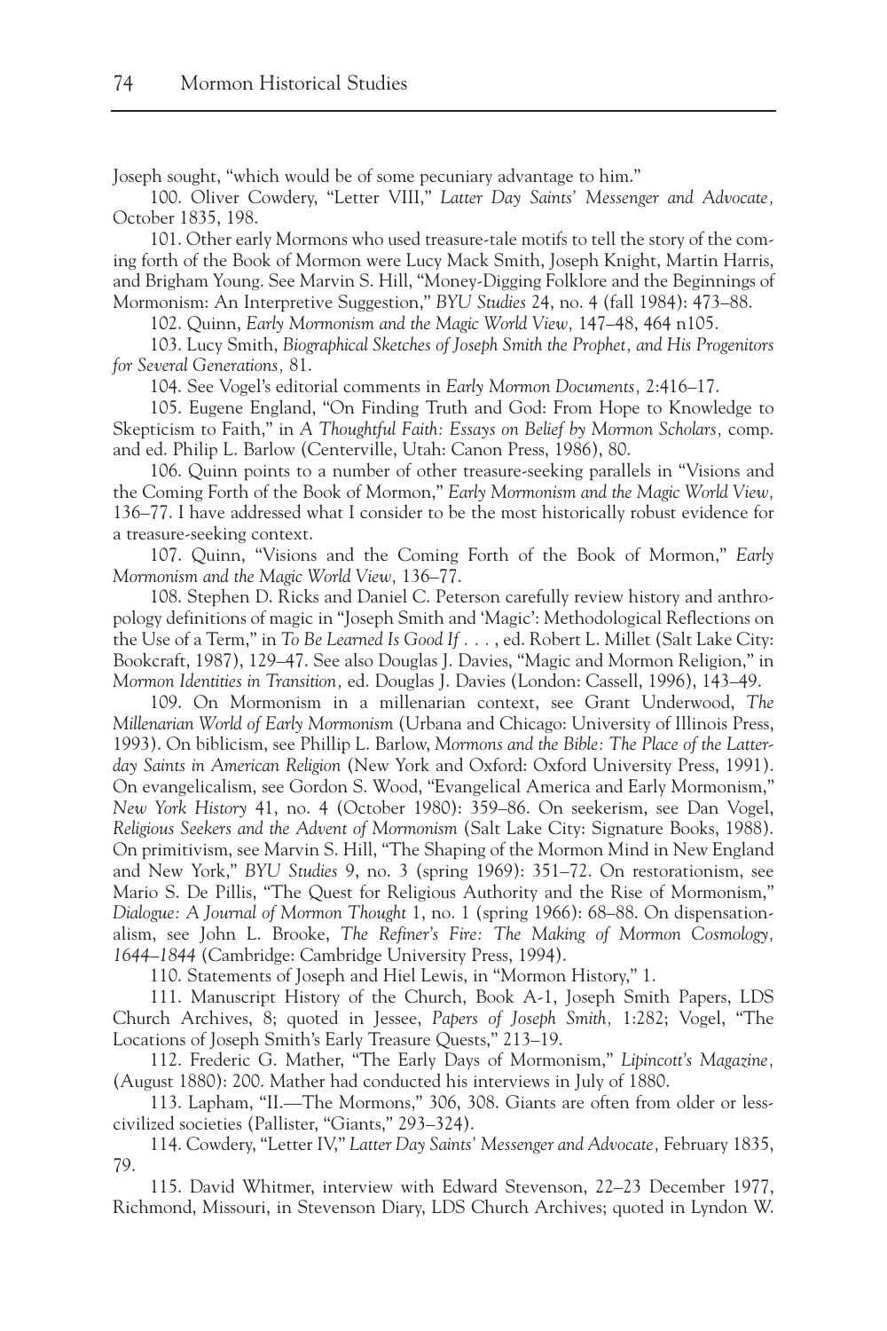Joseph sought, "which would be of some pecuniary advantage to him."

100. Oliver Cowdery, "Letter VIII," *Latter Day Saints' Messenger and Advocate,* October 1835, 198.

101. Other early Mormons who used treasure-tale motifs to tell the story of the coming forth of the Book of Mormon were Lucy Mack Smith, Joseph Knight, Martin Harris, and Brigham Young. See Marvin S. Hill, "Money-Digging Folklore and the Beginnings of Mormonism: An Interpretive Suggestion," *BYU Studies* 24, no. 4 (fall 1984): 473–88.

102. Quinn, *Early Mormonism and the Magic World View,* 147–48, 464 n105.

103. Lucy Smith, *Biographical Sketches of Joseph Smith the Prophet, and His Progenitors for Several Generations,* 81.

104. See Vogel's editorial comments in *Early Mormon Documents,* 2:416–17.

105. Eugene England, "On Finding Truth and God: From Hope to Knowledge to Skepticism to Faith," in *A Thoughtful Faith: Essays on Belief by Mormon Scholars,* comp. and ed. Philip L. Barlow (Centerville, Utah: Canon Press, 1986), 80.

106. Quinn points to a number of other treasure-seeking parallels in "Visions and the Coming Forth of the Book of Mormon," *Early Mormonism and the Magic World View,* 136–77. I have addressed what I consider to be the most historically robust evidence for a treasure-seeking context.

107. Quinn, "Visions and the Coming Forth of the Book of Mormon," *Early Mormonism and the Magic World View,* 136–77.

108. Stephen D. Ricks and Daniel C. Peterson carefully review history and anthropology definitions of magic in "Joseph Smith and 'Magic': Methodological Reflections on the Use of a Term," in *To Be Learned Is Good If . . . ,* ed. Robert L. Millet (Salt Lake City: Bookcraft, 1987), 129–47. See also Douglas J. Davies, "Magic and Mormon Religion," in *Mormon Identities in Transition,* ed. Douglas J. Davies (London: Cassell, 1996), 143–49.

109. On Mormonism in a millenarian context, see Grant Underwood, *The Millenarian World of Early Mormonism* (Urbana and Chicago: University of Illinois Press, 1993). On biblicism, see Phillip L. Barlow, *Mormons and the Bible: The Place of the Latter-day Saints in American Religion* (New York and Oxford: Oxford University Press, 1991). On evangelicalism, see Gordon S. Wood, "Evangelical America and Early Mormonism," *New York History* 41, no. 4 (October 1980): 359–86. On seekerism, see Dan Vogel, *Religious Seekers and the Advent of Mormonism* (Salt Lake City: Signature Books, 1988). On primitivism, see Marvin S. Hill, "The Shaping of the Mormon Mind in New England and New York," *BYU Studies* 9, no. 3 (spring 1969): 351–72. On restorationism, see Mario S. De Pillis, "The Quest for Religious Authority and the Rise of Mormonism," *Dialogue: A Journal of Mormon Thought* 1, no. 1 (spring 1966): 68–88. On dispensationalism, see John L. Brooke, *The Refiner's Fire: The Making of Mormon Cosmology, 1644–1844* (Cambridge: Cambridge University Press, 1994).

110. Statements of Joseph and Hiel Lewis, in "Mormon History," 1.

111. Manuscript History of the Church, Book A-1, Joseph Smith Papers, LDS Church Archives, 8; quoted in Jessee, *Papers of Joseph Smith,* 1:282; Vogel, "The Locations of Joseph Smith's Early Treasure Quests," 213–19.

112. Frederic G. Mather, "The Early Days of Mormonism," *Lipincott's Magazine,* (August 1880): 200. Mather had conducted his interviews in July of 1880.

113. Lapham, "II.—The Mormons," 306, 308. Giants are often from older or less-civilized societies (Pallister, "Giants," 293–324).

114. Cowdery, "Letter IV," *Latter Day Saints' Messenger and Advocate,* February 1835, 79.

115. David Whitmer, interview with Edward Stevenson, 22–23 December 1977, Richmond, Missouri, in Stevenson Diary, LDS Church Archives; quoted in Lyndon W.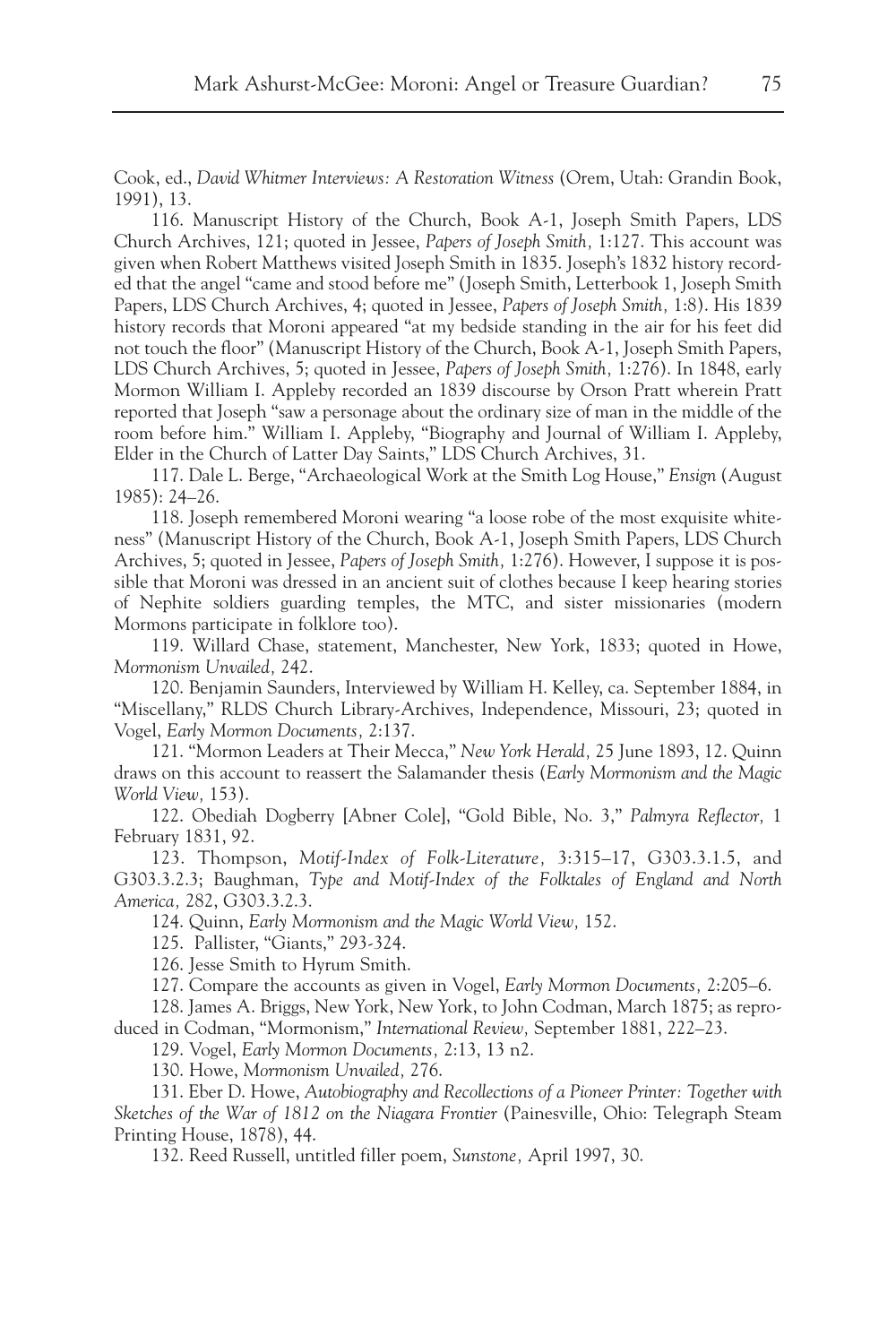Cook, ed., *David Whitmer Interviews: A Restoration Witness* (Orem, Utah: Grandin Book, 1991), 13.

116. Manuscript History of the Church, Book A-1, Joseph Smith Papers, LDS Church Archives, 121; quoted in Jessee, *Papers of Joseph Smith,* 1:127. This account was given when Robert Matthews visited Joseph Smith in 1835. Joseph's 1832 history recorded that the angel "came and stood before me" (Joseph Smith, Letterbook 1, Joseph Smith Papers, LDS Church Archives, 4; quoted in Jessee, *Papers of Joseph Smith,* 1:8). His 1839 history records that Moroni appeared "at my bedside standing in the air for his feet did not touch the floor" (Manuscript History of the Church, Book A-1, Joseph Smith Papers, LDS Church Archives, 5; quoted in Jessee, *Papers of Joseph Smith,* 1:276). In 1848, early Mormon William I. Appleby recorded an 1839 discourse by Orson Pratt wherein Pratt reported that Joseph "saw a personage about the ordinary size of man in the middle of the room before him." William I. Appleby, "Biography and Journal of William I. Appleby, Elder in the Church of Latter Day Saints," LDS Church Archives, 31.

117. Dale L. Berge, "Archaeological Work at the Smith Log House," *Ensign* (August 1985): 24–26.

118. Joseph remembered Moroni wearing "a loose robe of the most exquisite whiteness" (Manuscript History of the Church, Book A-1, Joseph Smith Papers, LDS Church Archives, 5; quoted in Jessee, *Papers of Joseph Smith,* 1:276). However, I suppose it is possible that Moroni was dressed in an ancient suit of clothes because I keep hearing stories of Nephite soldiers guarding temples, the MTC, and sister missionaries (modern Mormons participate in folklore too).

119. Willard Chase, statement, Manchester, New York, 1833; quoted in Howe, *Mormonism Unvailed,* 242.

120. Benjamin Saunders, Interviewed by William H. Kelley, ca. September 1884, in "Miscellany," RLDS Church Library-Archives, Independence, Missouri, 23; quoted in Vogel, *Early Mormon Documents,* 2:137.

121. "Mormon Leaders at Their Mecca," *New York Herald,* 25 June 1893, 12. Quinn draws on this account to reassert the Salamander thesis (*Early Mormonism and the Magic World View,* 153).

122. Obediah Dogberry [Abner Cole], "Gold Bible, No. 3," *Palmyra Reflector,* 1 February 1831, 92.

123. Thompson, *Motif-Index of Folk-Literature,* 3:315–17, G303.3.1.5, and G303.3.2.3; Baughman, *Type and Motif-Index of the Folktales of England and North America,* 282, G303.3.2.3.

124. Quinn, *Early Mormonism and the Magic World View,* 152.

125. Pallister, "Giants," 293-324.

126. Jesse Smith to Hyrum Smith.

127. Compare the accounts as given in Vogel, *Early Mormon Documents,* 2:205–6.

128. James A. Briggs, New York, New York, to John Codman, March 1875; as reproduced in Codman, "Mormonism," *International Review,* September 1881, 222–23.

129. Vogel, *Early Mormon Documents,* 2:13, 13 n2.

130. Howe, *Mormonism Unvailed,* 276.

131. Eber D. Howe, *Autobiography and Recollections of a Pioneer Printer: Together with Sketches of the War of 1812 on the Niagara Frontier* (Painesville, Ohio: Telegraph Steam Printing House, 1878), 44.

132. Reed Russell, untitled filler poem, *Sunstone,* April 1997, 30.